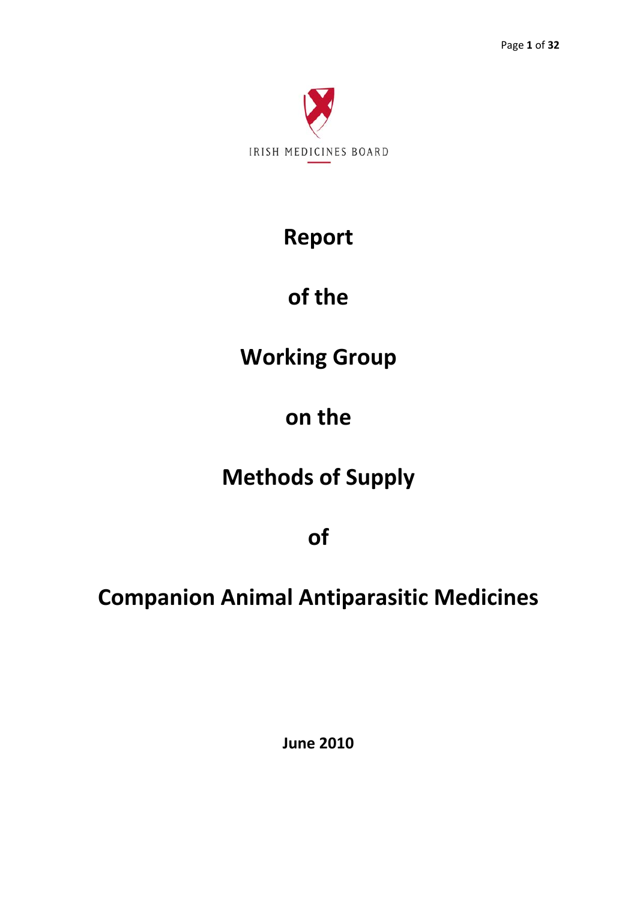IRISH MEDICINES BOARD

# Report

# of the

# Working Group

# on the

# Methods of Supply

# of

# Companion Animal Antiparasitic Medicines

**June 2010**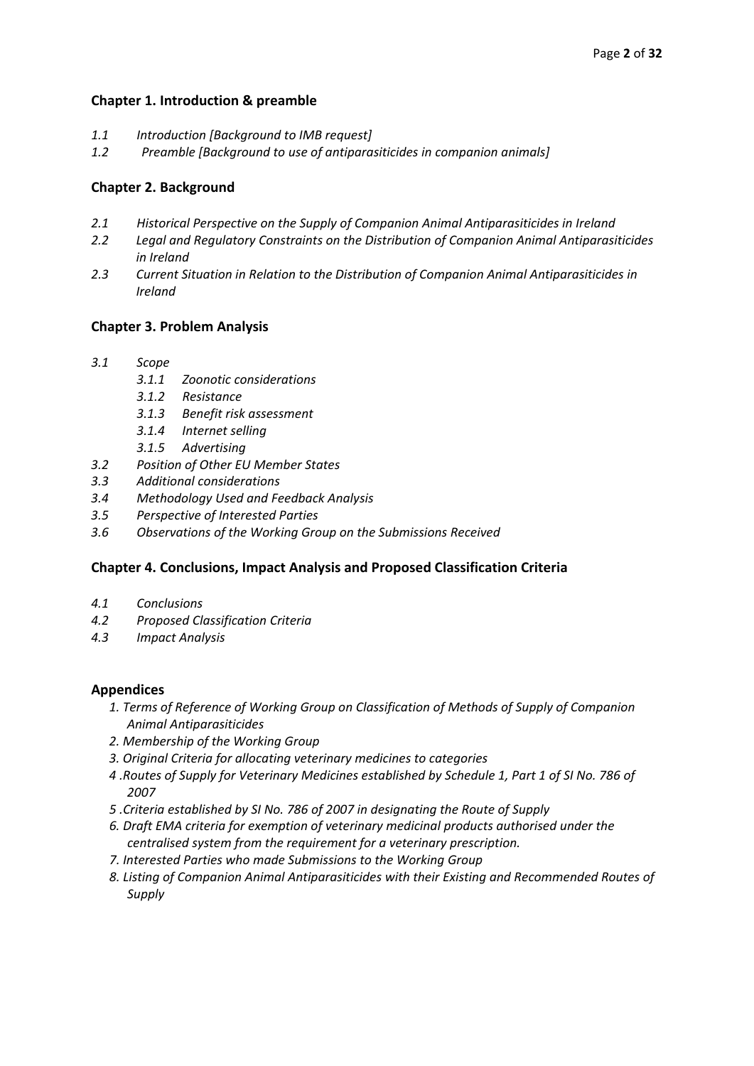## Chapter 1. Introduction & preamble

*1.1 Introduction [Background to IMB request]*
*1.2 Preamble [Background to use of antiparasiticides in companion animals]*

## Chapter 2. Background

*2.1 Historical Perspective on the Supply of Companion Animal Antiparasiticides in Ireland*
*2.2 Legal and Regulatory Constraints on the Distribution of Companion Animal Antiparasiticides in Ireland*
*2.3 Current Situation in Relation to the Distribution of Companion Animal Antiparasiticides in Ireland*

## Chapter 3. Problem Analysis

*3.1 Scope*
  - *3.1.1 Zoonotic considerations*
  - *3.1.2 Resistance*
  - *3.1.3 Benefit risk assessment*
  - *3.1.4 Internet selling*
  - *3.1.5 Advertising*

*3.2 Position of Other EU Member States*
*3.3 Additional considerations*
*3.4 Methodology Used and Feedback Analysis*
*3.5 Perspective of Interested Parties*
*3.6 Observations of the Working Group on the Submissions Received*

## Chapter 4. Conclusions, Impact Analysis and Proposed Classification Criteria

*4.1 Conclusions*
*4.2 Proposed Classification Criteria*
*4.3 Impact Analysis*

## Appendices

1. *Terms of Reference of Working Group on Classification of Methods of Supply of Companion Animal Antiparasiticides*
2. *Membership of the Working Group*
3. *Original Criteria for allocating veterinary medicines to categories*
4. *Routes of Supply for Veterinary Medicines established by Schedule 1, Part 1 of SI No. 786 of 2007*
5. *Criteria established by SI No. 786 of 2007 in designating the Route of Supply*
6. *Draft EMA criteria for exemption of veterinary medicinal products authorised under the centralised system from the requirement for a veterinary prescription.*
7. *Interested Parties who made Submissions to the Working Group*
8. *Listing of Companion Animal Antiparasiticides with their Existing and Recommended Routes of Supply*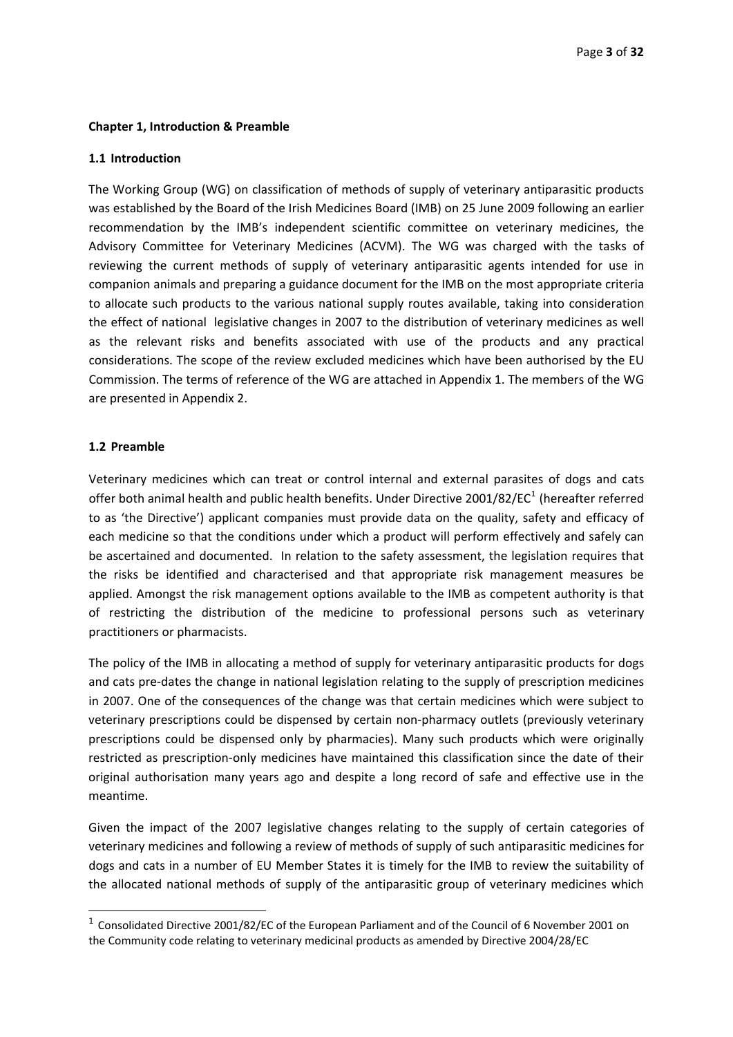**Chapter 1, Introduction & Preamble**

**1.1 Introduction**

The Working Group (WG) on classification of methods of supply of veterinary antiparasitic products was established by the Board of the Irish Medicines Board (IMB) on 25 June 2009 following an earlier recommendation by the IMB's independent scientific committee on veterinary medicines, the Advisory Committee for Veterinary Medicines (ACVM). The WG was charged with the tasks of reviewing the current methods of supply of veterinary antiparasitic agents intended for use in companion animals and preparing a guidance document for the IMB on the most appropriate criteria to allocate such products to the various national supply routes available, taking into consideration the effect of national legislative changes in 2007 to the distribution of veterinary medicines as well as the relevant risks and benefits associated with use of the products and any practical considerations. The scope of the review excluded medicines which have been authorised by the EU Commission. The terms of reference of the WG are attached in Appendix 1. The members of the WG are presented in Appendix 2.

**1.2 Preamble**

Veterinary medicines which can treat or control internal and external parasites of dogs and cats offer both animal health and public health benefits. Under Directive 2001/82/EC[1] (hereafter referred to as 'the Directive') applicant companies must provide data on the quality, safety and efficacy of each medicine so that the conditions under which a product will perform effectively and safely can be ascertained and documented. In relation to the safety assessment, the legislation requires that the risks be identified and characterised and that appropriate risk management measures be applied. Amongst the risk management options available to the IMB as competent authority is that of restricting the distribution of the medicine to professional persons such as veterinary practitioners or pharmacists.

The policy of the IMB in allocating a method of supply for veterinary antiparasitic products for dogs and cats pre-dates the change in national legislation relating to the supply of prescription medicines in 2007. One of the consequences of the change was that certain medicines which were subject to veterinary prescriptions could be dispensed by certain non-pharmacy outlets (previously veterinary prescriptions could be dispensed only by pharmacies). Many such products which were originally restricted as prescription-only medicines have maintained this classification since the date of their original authorisation many years ago and despite a long record of safe and effective use in the meantime.

Given the impact of the 2007 legislative changes relating to the supply of certain categories of veterinary medicines and following a review of methods of supply of such antiparasitic medicines for dogs and cats in a number of EU Member States it is timely for the IMB to review the suitability of the allocated national methods of supply of the antiparasitic group of veterinary medicines which

---

[1] Consolidated Directive 2001/82/EC of the European Parliament and of the Council of 6 November 2001 on the Community code relating to veterinary medicinal products as amended by Directive 2004/28/EC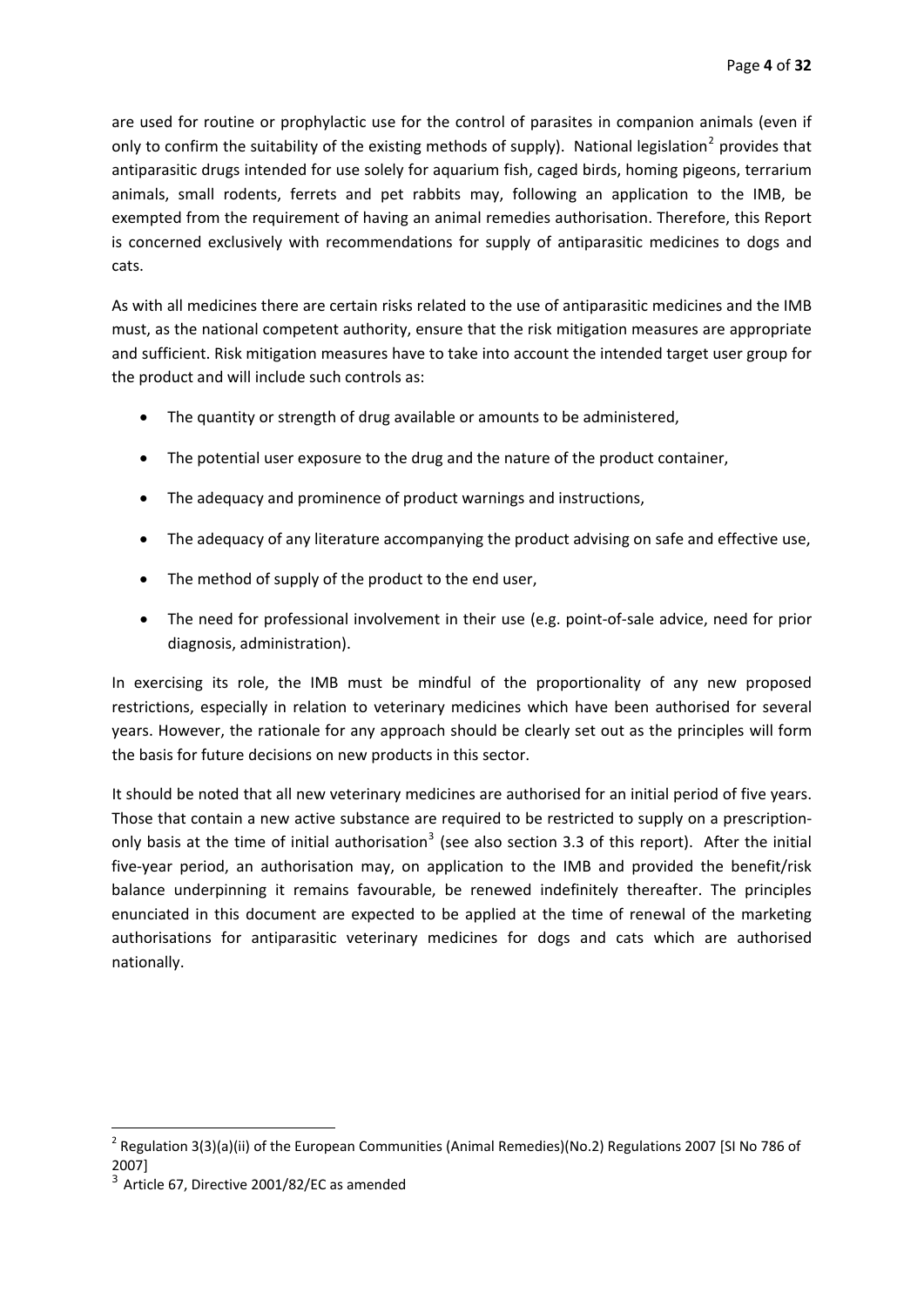are used for routine or prophylactic use for the control of parasites in companion animals (even if only to confirm the suitability of the existing methods of supply). National legislation[2] provides that antiparasitic drugs intended for use solely for aquarium fish, caged birds, homing pigeons, terrarium animals, small rodents, ferrets and pet rabbits may, following an application to the IMB, be exempted from the requirement of having an animal remedies authorisation. Therefore, this Report is concerned exclusively with recommendations for supply of antiparasitic medicines to dogs and cats.

As with all medicines there are certain risks related to the use of antiparasitic medicines and the IMB must, as the national competent authority, ensure that the risk mitigation measures are appropriate and sufficient. Risk mitigation measures have to take into account the intended target user group for the product and will include such controls as:

- The quantity or strength of drug available or amounts to be administered,
- The potential user exposure to the drug and the nature of the product container,
- The adequacy and prominence of product warnings and instructions,
- The adequacy of any literature accompanying the product advising on safe and effective use,
- The method of supply of the product to the end user,
- The need for professional involvement in their use (e.g. point-of-sale advice, need for prior diagnosis, administration).

In exercising its role, the IMB must be mindful of the proportionality of any new proposed restrictions, especially in relation to veterinary medicines which have been authorised for several years. However, the rationale for any approach should be clearly set out as the principles will form the basis for future decisions on new products in this sector.

It should be noted that all new veterinary medicines are authorised for an initial period of five years. Those that contain a new active substance are required to be restricted to supply on a prescription-only basis at the time of initial authorisation[3] (see also section 3.3 of this report). After the initial five-year period, an authorisation may, on application to the IMB and provided the benefit/risk balance underpinning it remains favourable, be renewed indefinitely thereafter. The principles enunciated in this document are expected to be applied at the time of renewal of the marketing authorisations for antiparasitic veterinary medicines for dogs and cats which are authorised nationally.

---

[2] Regulation 3(3)(a)(ii) of the European Communities (Animal Remedies)(No.2) Regulations 2007 [SI No 786 of 2007]

[3] Article 67, Directive 2001/82/EC as amended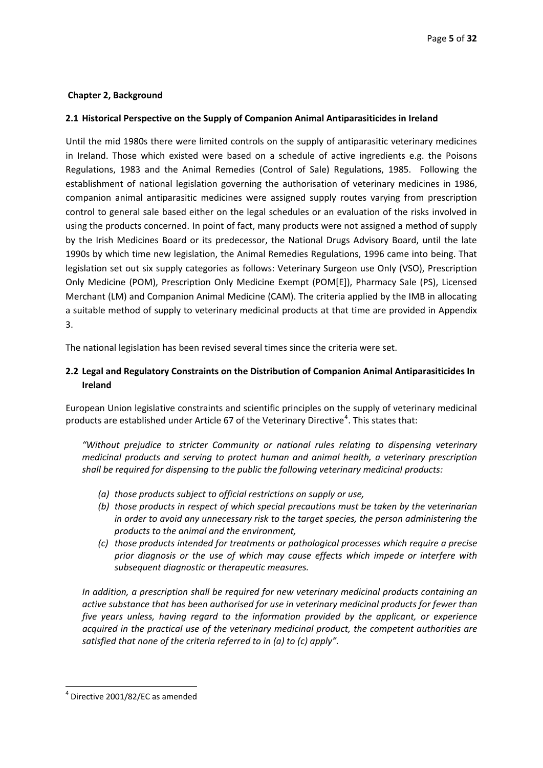## Chapter 2, Background

### 2.1 Historical Perspective on the Supply of Companion Animal Antiparasiticides in Ireland

Until the mid 1980s there were limited controls on the supply of antiparasitic veterinary medicines in Ireland. Those which existed were based on a schedule of active ingredients e.g. the Poisons Regulations, 1983 and the Animal Remedies (Control of Sale) Regulations, 1985. Following the establishment of national legislation governing the authorisation of veterinary medicines in 1986, companion animal antiparasitic medicines were assigned supply routes varying from prescription control to general sale based either on the legal schedules or an evaluation of the risks involved in using the products concerned. In point of fact, many products were not assigned a method of supply by the Irish Medicines Board or its predecessor, the National Drugs Advisory Board, until the late 1990s by which time new legislation, the Animal Remedies Regulations, 1996 came into being. That legislation set out six supply categories as follows: Veterinary Surgeon use Only (VSO), Prescription Only Medicine (POM), Prescription Only Medicine Exempt (POM[E]), Pharmacy Sale (PS), Licensed Merchant (LM) and Companion Animal Medicine (CAM). The criteria applied by the IMB in allocating a suitable method of supply to veterinary medicinal products at that time are provided in Appendix 3.

The national legislation has been revised several times since the criteria were set.

### 2.2 Legal and Regulatory Constraints on the Distribution of Companion Animal Antiparasiticides In Ireland

European Union legislative constraints and scientific principles on the supply of veterinary medicinal products are established under Article 67 of the Veterinary Directive[4]. This states that:

> *"Without prejudice to stricter Community or national rules relating to dispensing veterinary medicinal products and serving to protect human and animal health, a veterinary prescription shall be required for dispensing to the public the following veterinary medicinal products:*
>
> *(a) those products subject to official restrictions on supply or use,*
>
> *(b) those products in respect of which special precautions must be taken by the veterinarian in order to avoid any unnecessary risk to the target species, the person administering the products to the animal and the environment,*
>
> *(c) those products intended for treatments or pathological processes which require a precise prior diagnosis or the use of which may cause effects which impede or interfere with subsequent diagnostic or therapeutic measures.*
>
> *In addition, a prescription shall be required for new veterinary medicinal products containing an active substance that has been authorised for use in veterinary medicinal products for fewer than five years unless, having regard to the information provided by the applicant, or experience acquired in the practical use of the veterinary medicinal product, the competent authorities are satisfied that none of the criteria referred to in (a) to (c) apply".*

---

[4] Directive 2001/82/EC as amended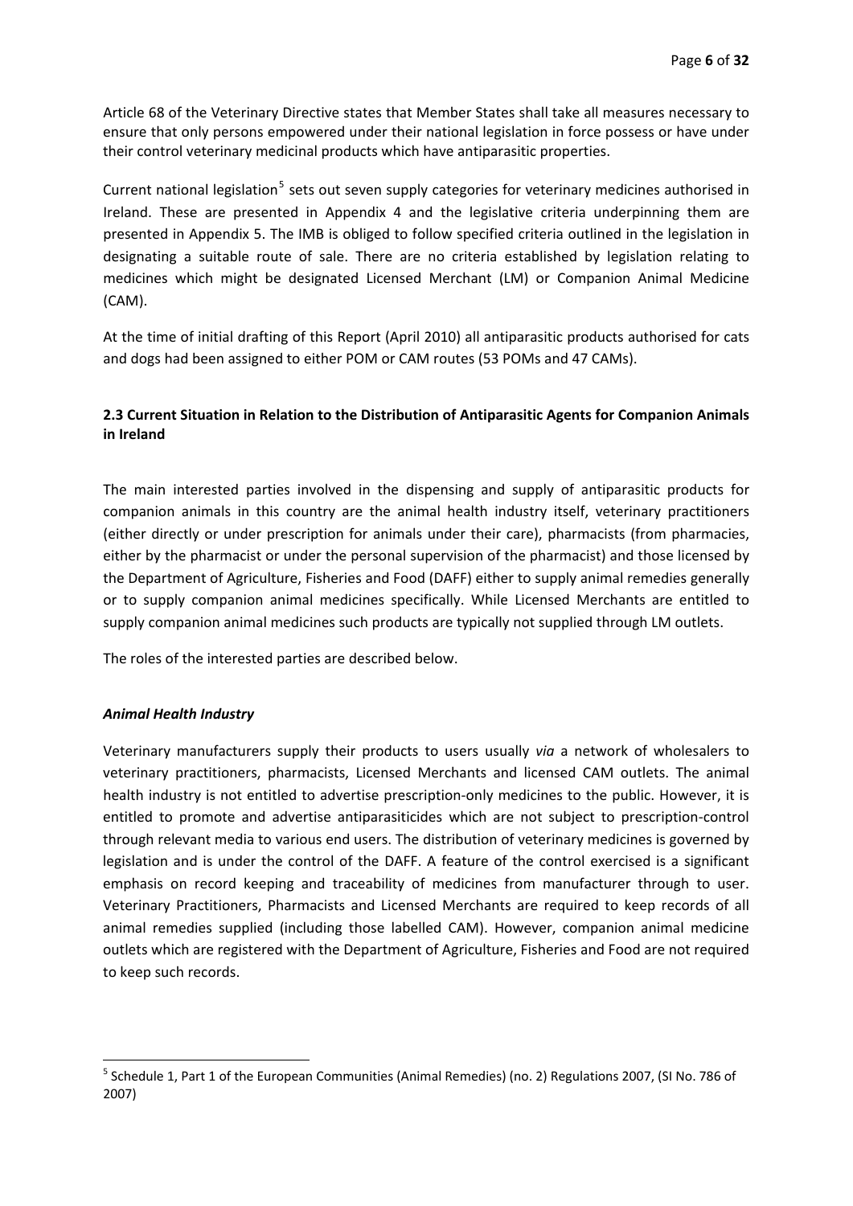Article 68 of the Veterinary Directive states that Member States shall take all measures necessary to ensure that only persons empowered under their national legislation in force possess or have under their control veterinary medicinal products which have antiparasitic properties.

Current national legislation[5] sets out seven supply categories for veterinary medicines authorised in Ireland. These are presented in Appendix 4 and the legislative criteria underpinning them are presented in Appendix 5. The IMB is obliged to follow specified criteria outlined in the legislation in designating a suitable route of sale. There are no criteria established by legislation relating to medicines which might be designated Licensed Merchant (LM) or Companion Animal Medicine (CAM).

At the time of initial drafting of this Report (April 2010) all antiparasitic products authorised for cats and dogs had been assigned to either POM or CAM routes (53 POMs and 47 CAMs).

## 2.3 Current Situation in Relation to the Distribution of Antiparasitic Agents for Companion Animals in Ireland

The main interested parties involved in the dispensing and supply of antiparasitic products for companion animals in this country are the animal health industry itself, veterinary practitioners (either directly or under prescription for animals under their care), pharmacists (from pharmacies, either by the pharmacist or under the personal supervision of the pharmacist) and those licensed by the Department of Agriculture, Fisheries and Food (DAFF) either to supply animal remedies generally or to supply companion animal medicines specifically. While Licensed Merchants are entitled to supply companion animal medicines such products are typically not supplied through LM outlets.

The roles of the interested parties are described below.

### *Animal Health Industry*

Veterinary manufacturers supply their products to users usually *via* a network of wholesalers to veterinary practitioners, pharmacists, Licensed Merchants and licensed CAM outlets. The animal health industry is not entitled to advertise prescription-only medicines to the public. However, it is entitled to promote and advertise antiparasiticides which are not subject to prescription-control through relevant media to various end users. The distribution of veterinary medicines is governed by legislation and is under the control of the DAFF. A feature of the control exercised is a significant emphasis on record keeping and traceability of medicines from manufacturer through to user. Veterinary Practitioners, Pharmacists and Licensed Merchants are required to keep records of all animal remedies supplied (including those labelled CAM). However, companion animal medicine outlets which are registered with the Department of Agriculture, Fisheries and Food are not required to keep such records.

---

[5] Schedule 1, Part 1 of the European Communities (Animal Remedies) (no. 2) Regulations 2007, (SI No. 786 of 2007)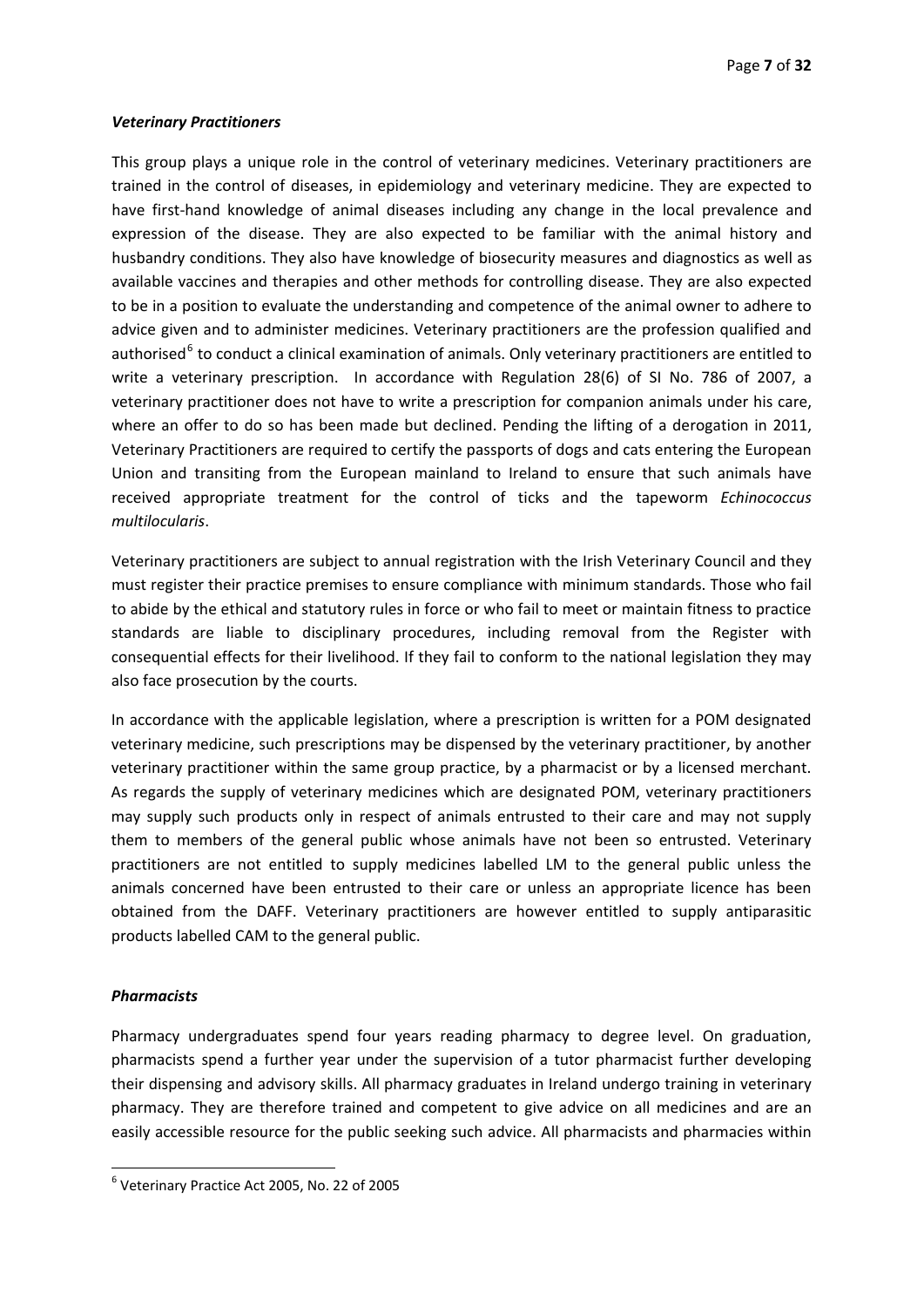### *Veterinary Practitioners*

This group plays a unique role in the control of veterinary medicines. Veterinary practitioners are trained in the control of diseases, in epidemiology and veterinary medicine. They are expected to have first-hand knowledge of animal diseases including any change in the local prevalence and expression of the disease. They are also expected to be familiar with the animal history and husbandry conditions. They also have knowledge of biosecurity measures and diagnostics as well as available vaccines and therapies and other methods for controlling disease. They are also expected to be in a position to evaluate the understanding and competence of the animal owner to adhere to advice given and to administer medicines. Veterinary practitioners are the profession qualified and authorised[6] to conduct a clinical examination of animals. Only veterinary practitioners are entitled to write a veterinary prescription. In accordance with Regulation 28(6) of SI No. 786 of 2007, a veterinary practitioner does not have to write a prescription for companion animals under his care, where an offer to do so has been made but declined. Pending the lifting of a derogation in 2011, Veterinary Practitioners are required to certify the passports of dogs and cats entering the European Union and transiting from the European mainland to Ireland to ensure that such animals have received appropriate treatment for the control of ticks and the tapeworm *Echinococcus multilocularis*.

Veterinary practitioners are subject to annual registration with the Irish Veterinary Council and they must register their practice premises to ensure compliance with minimum standards. Those who fail to abide by the ethical and statutory rules in force or who fail to meet or maintain fitness to practice standards are liable to disciplinary procedures, including removal from the Register with consequential effects for their livelihood. If they fail to conform to the national legislation they may also face prosecution by the courts.

In accordance with the applicable legislation, where a prescription is written for a POM designated veterinary medicine, such prescriptions may be dispensed by the veterinary practitioner, by another veterinary practitioner within the same group practice, by a pharmacist or by a licensed merchant. As regards the supply of veterinary medicines which are designated POM, veterinary practitioners may supply such products only in respect of animals entrusted to their care and may not supply them to members of the general public whose animals have not been so entrusted. Veterinary practitioners are not entitled to supply medicines labelled LM to the general public unless the animals concerned have been entrusted to their care or unless an appropriate licence has been obtained from the DAFF. Veterinary practitioners are however entitled to supply antiparasitic products labelled CAM to the general public.

### *Pharmacists*

Pharmacy undergraduates spend four years reading pharmacy to degree level. On graduation, pharmacists spend a further year under the supervision of a tutor pharmacist further developing their dispensing and advisory skills. All pharmacy graduates in Ireland undergo training in veterinary pharmacy. They are therefore trained and competent to give advice on all medicines and are an easily accessible resource for the public seeking such advice. All pharmacists and pharmacies within

---

[6] Veterinary Practice Act 2005, No. 22 of 2005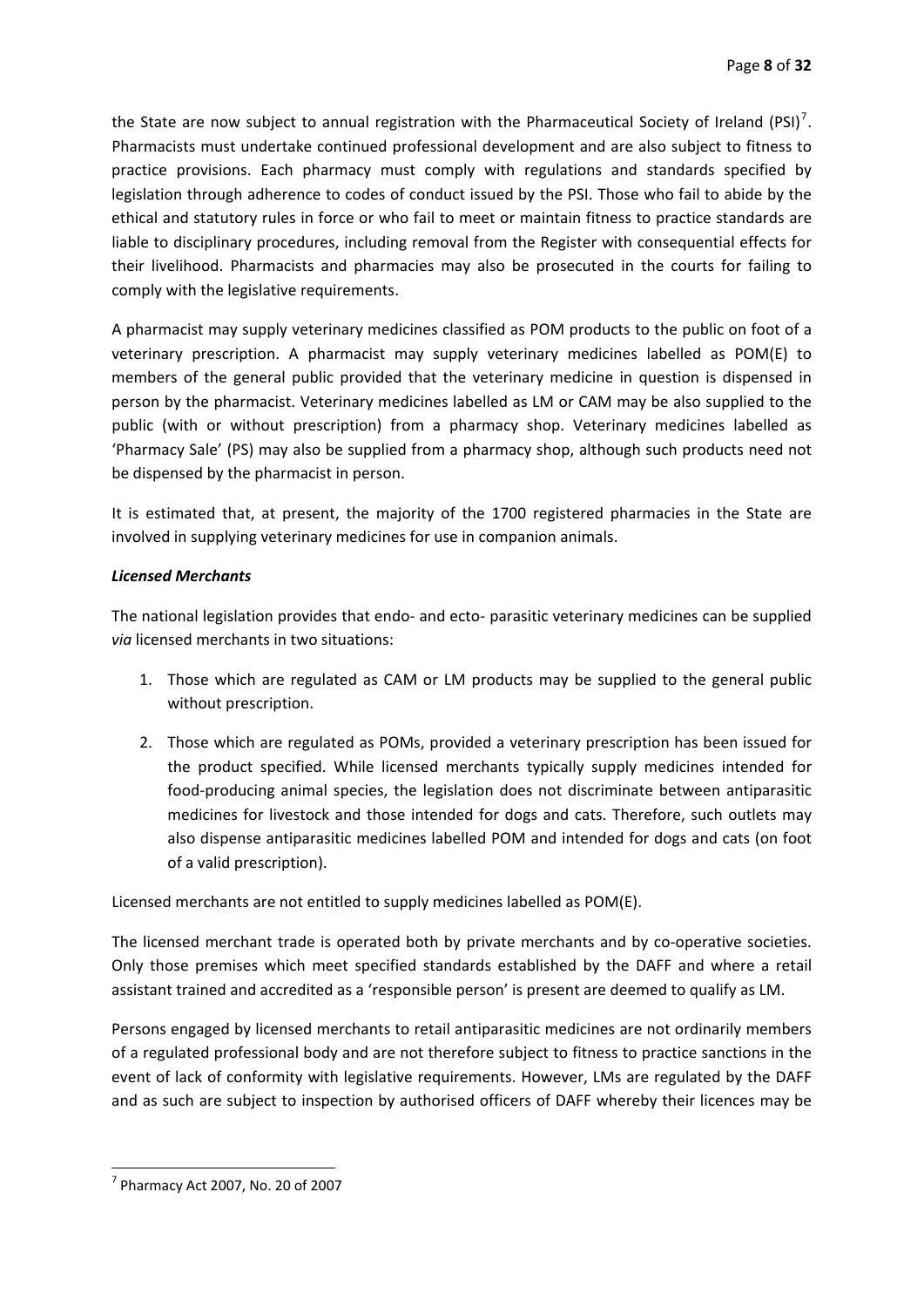the State are now subject to annual registration with the Pharmaceutical Society of Ireland (PSI)[7]. Pharmacists must undertake continued professional development and are also subject to fitness to practice provisions. Each pharmacy must comply with regulations and standards specified by legislation through adherence to codes of conduct issued by the PSI. Those who fail to abide by the ethical and statutory rules in force or who fail to meet or maintain fitness to practice standards are liable to disciplinary procedures, including removal from the Register with consequential effects for their livelihood. Pharmacists and pharmacies may also be prosecuted in the courts for failing to comply with the legislative requirements.

A pharmacist may supply veterinary medicines classified as POM products to the public on foot of a veterinary prescription. A pharmacist may supply veterinary medicines labelled as POM(E) to members of the general public provided that the veterinary medicine in question is dispensed in person by the pharmacist. Veterinary medicines labelled as LM or CAM may be also supplied to the public (with or without prescription) from a pharmacy shop. Veterinary medicines labelled as 'Pharmacy Sale' (PS) may also be supplied from a pharmacy shop, although such products need not be dispensed by the pharmacist in person.

It is estimated that, at present, the majority of the 1700 registered pharmacies in the State are involved in supplying veterinary medicines for use in companion animals.

***Licensed Merchants***

The national legislation provides that endo- and ecto- parasitic veterinary medicines can be supplied *via* licensed merchants in two situations:

1. Those which are regulated as CAM or LM products may be supplied to the general public without prescription.
2. Those which are regulated as POMs, provided a veterinary prescription has been issued for the product specified. While licensed merchants typically supply medicines intended for food-producing animal species, the legislation does not discriminate between antiparasitic medicines for livestock and those intended for dogs and cats. Therefore, such outlets may also dispense antiparasitic medicines labelled POM and intended for dogs and cats (on foot of a valid prescription).

Licensed merchants are not entitled to supply medicines labelled as POM(E).

The licensed merchant trade is operated both by private merchants and by co-operative societies. Only those premises which meet specified standards established by the DAFF and where a retail assistant trained and accredited as a 'responsible person' is present are deemed to qualify as LM.

Persons engaged by licensed merchants to retail antiparasitic medicines are not ordinarily members of a regulated professional body and are not therefore subject to fitness to practice sanctions in the event of lack of conformity with legislative requirements. However, LMs are regulated by the DAFF and as such are subject to inspection by authorised officers of DAFF whereby their licences may be

[7] Pharmacy Act 2007, No. 20 of 2007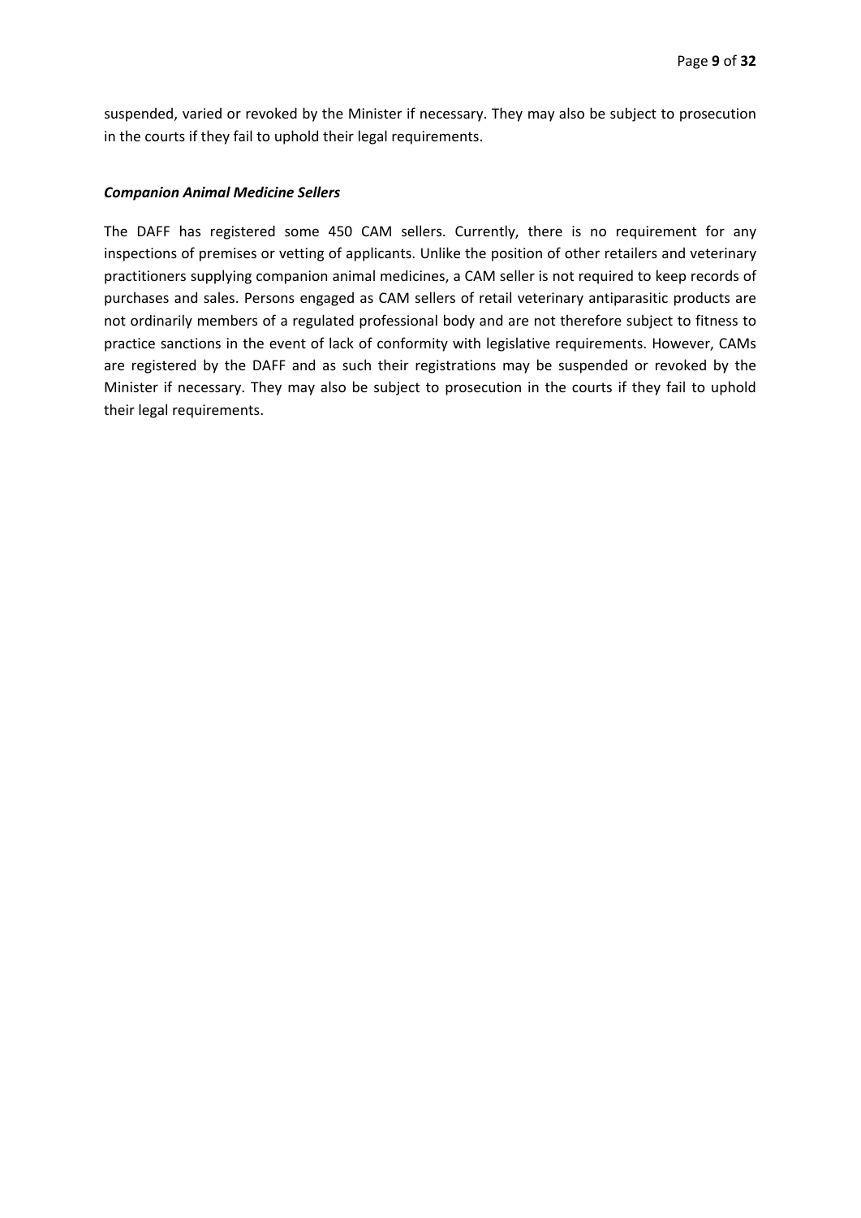suspended, varied or revoked by the Minister if necessary. They may also be subject to prosecution in the courts if they fail to uphold their legal requirements.

***Companion Animal Medicine Sellers***

The DAFF has registered some 450 CAM sellers. Currently, there is no requirement for any inspections of premises or vetting of applicants. Unlike the position of other retailers and veterinary practitioners supplying companion animal medicines, a CAM seller is not required to keep records of purchases and sales. Persons engaged as CAM sellers of retail veterinary antiparasitic products are not ordinarily members of a regulated professional body and are not therefore subject to fitness to practice sanctions in the event of lack of conformity with legislative requirements. However, CAMs are registered by the DAFF and as such their registrations may be suspended or revoked by the Minister if necessary. They may also be subject to prosecution in the courts if they fail to uphold their legal requirements.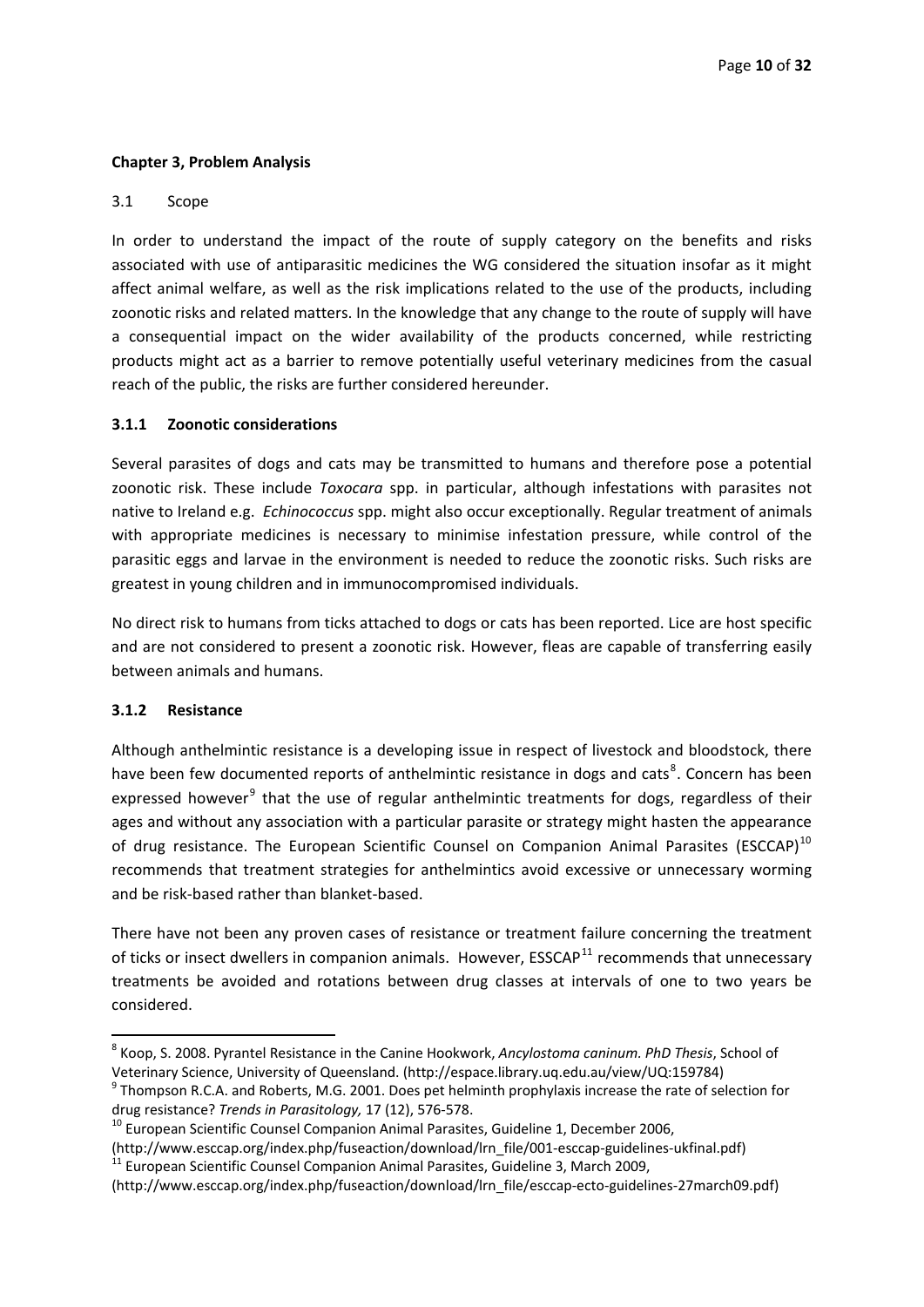**Chapter 3, Problem Analysis**

3.1 Scope

In order to understand the impact of the route of supply category on the benefits and risks associated with use of antiparasitic medicines the WG considered the situation insofar as it might affect animal welfare, as well as the risk implications related to the use of the products, including zoonotic risks and related matters. In the knowledge that any change to the route of supply will have a consequential impact on the wider availability of the products concerned, while restricting products might act as a barrier to remove potentially useful veterinary medicines from the casual reach of the public, the risks are further considered hereunder.

### 3.1.1 Zoonotic considerations

Several parasites of dogs and cats may be transmitted to humans and therefore pose a potential zoonotic risk. These include *Toxocara* spp. in particular, although infestations with parasites not native to Ireland e.g. *Echinococcus* spp. might also occur exceptionally. Regular treatment of animals with appropriate medicines is necessary to minimise infestation pressure, while control of the parasitic eggs and larvae in the environment is needed to reduce the zoonotic risks. Such risks are greatest in young children and in immunocompromised individuals.

No direct risk to humans from ticks attached to dogs or cats has been reported. Lice are host specific and are not considered to present a zoonotic risk. However, fleas are capable of transferring easily between animals and humans.

### 3.1.2 Resistance

Although anthelmintic resistance is a developing issue in respect of livestock and bloodstock, there have been few documented reports of anthelmintic resistance in dogs and cats[8]. Concern has been expressed however[9] that the use of regular anthelmintic treatments for dogs, regardless of their ages and without any association with a particular parasite or strategy might hasten the appearance of drug resistance. The European Scientific Counsel on Companion Animal Parasites (ESCCAP)[10] recommends that treatment strategies for anthelmintics avoid excessive or unnecessary worming and be risk-based rather than blanket-based.

There have not been any proven cases of resistance or treatment failure concerning the treatment of ticks or insect dwellers in companion animals. However, ESSCAP[11] recommends that unnecessary treatments be avoided and rotations between drug classes at intervals of one to two years be considered.

---

[8] Koop, S. 2008. Pyrantel Resistance in the Canine Hookwork, *Ancylostoma caninum. PhD Thesis*, School of Veterinary Science, University of Queensland. (http://espace.library.uq.edu.au/view/UQ:159784)

[9] Thompson R.C.A. and Roberts, M.G. 2001. Does pet helminth prophylaxis increase the rate of selection for drug resistance? *Trends in Parasitology,* 17 (12), 576-578.

[10] European Scientific Counsel Companion Animal Parasites, Guideline 1, December 2006, (http://www.esccap.org/index.php/fuseaction/download/lrn_file/001-esccap-guidelines-ukfinal.pdf)

[11] European Scientific Counsel Companion Animal Parasites, Guideline 3, March 2009, (http://www.esccap.org/index.php/fuseaction/download/lrn_file/esccap-ecto-guidelines-27march09.pdf)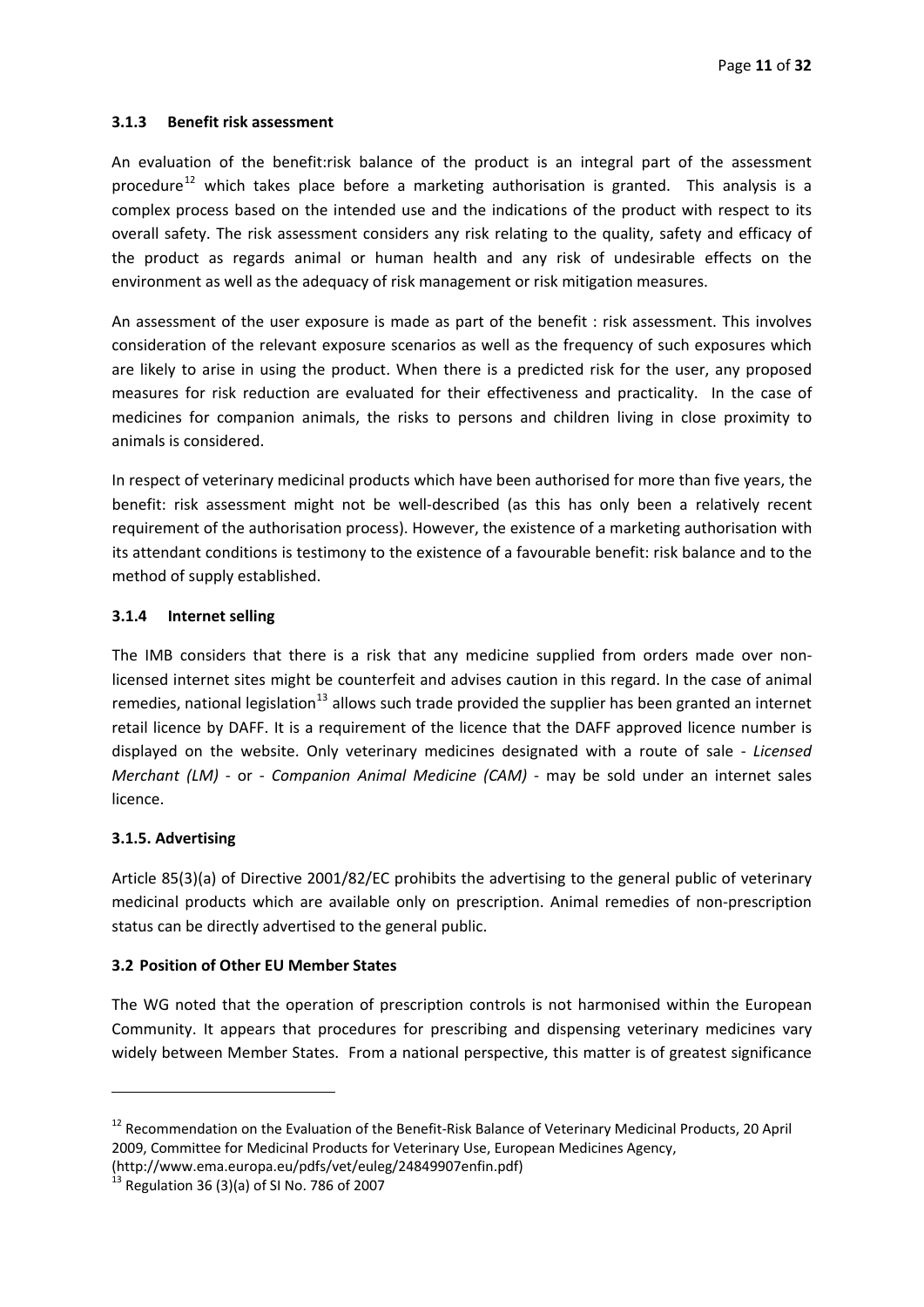### 3.1.3 Benefit risk assessment

An evaluation of the benefit:risk balance of the product is an integral part of the assessment procedure[12] which takes place before a marketing authorisation is granted. This analysis is a complex process based on the intended use and the indications of the product with respect to its overall safety. The risk assessment considers any risk relating to the quality, safety and efficacy of the product as regards animal or human health and any risk of undesirable effects on the environment as well as the adequacy of risk management or risk mitigation measures.

An assessment of the user exposure is made as part of the benefit : risk assessment. This involves consideration of the relevant exposure scenarios as well as the frequency of such exposures which are likely to arise in using the product. When there is a predicted risk for the user, any proposed measures for risk reduction are evaluated for their effectiveness and practicality. In the case of medicines for companion animals, the risks to persons and children living in close proximity to animals is considered.

In respect of veterinary medicinal products which have been authorised for more than five years, the benefit: risk assessment might not be well-described (as this has only been a relatively recent requirement of the authorisation process). However, the existence of a marketing authorisation with its attendant conditions is testimony to the existence of a favourable benefit: risk balance and to the method of supply established.

### 3.1.4 Internet selling

The IMB considers that there is a risk that any medicine supplied from orders made over non-licensed internet sites might be counterfeit and advises caution in this regard. In the case of animal remedies, national legislation[13] allows such trade provided the supplier has been granted an internet retail licence by DAFF. It is a requirement of the licence that the DAFF approved licence number is displayed on the website. Only veterinary medicines designated with a route of sale - *Licensed Merchant (LM)* - or - *Companion Animal Medicine (CAM)* - may be sold under an internet sales licence.

### 3.1.5. Advertising

Article 85(3)(a) of Directive 2001/82/EC prohibits the advertising to the general public of veterinary medicinal products which are available only on prescription. Animal remedies of non-prescription status can be directly advertised to the general public.

### 3.2 Position of Other EU Member States

The WG noted that the operation of prescription controls is not harmonised within the European Community. It appears that procedures for prescribing and dispensing veterinary medicines vary widely between Member States. From a national perspective, this matter is of greatest significance

---

[12] Recommendation on the Evaluation of the Benefit-Risk Balance of Veterinary Medicinal Products, 20 April 2009, Committee for Medicinal Products for Veterinary Use, European Medicines Agency, (http://www.ema.europa.eu/pdfs/vet/euleg/24849907enfin.pdf)

[13] Regulation 36 (3)(a) of SI No. 786 of 2007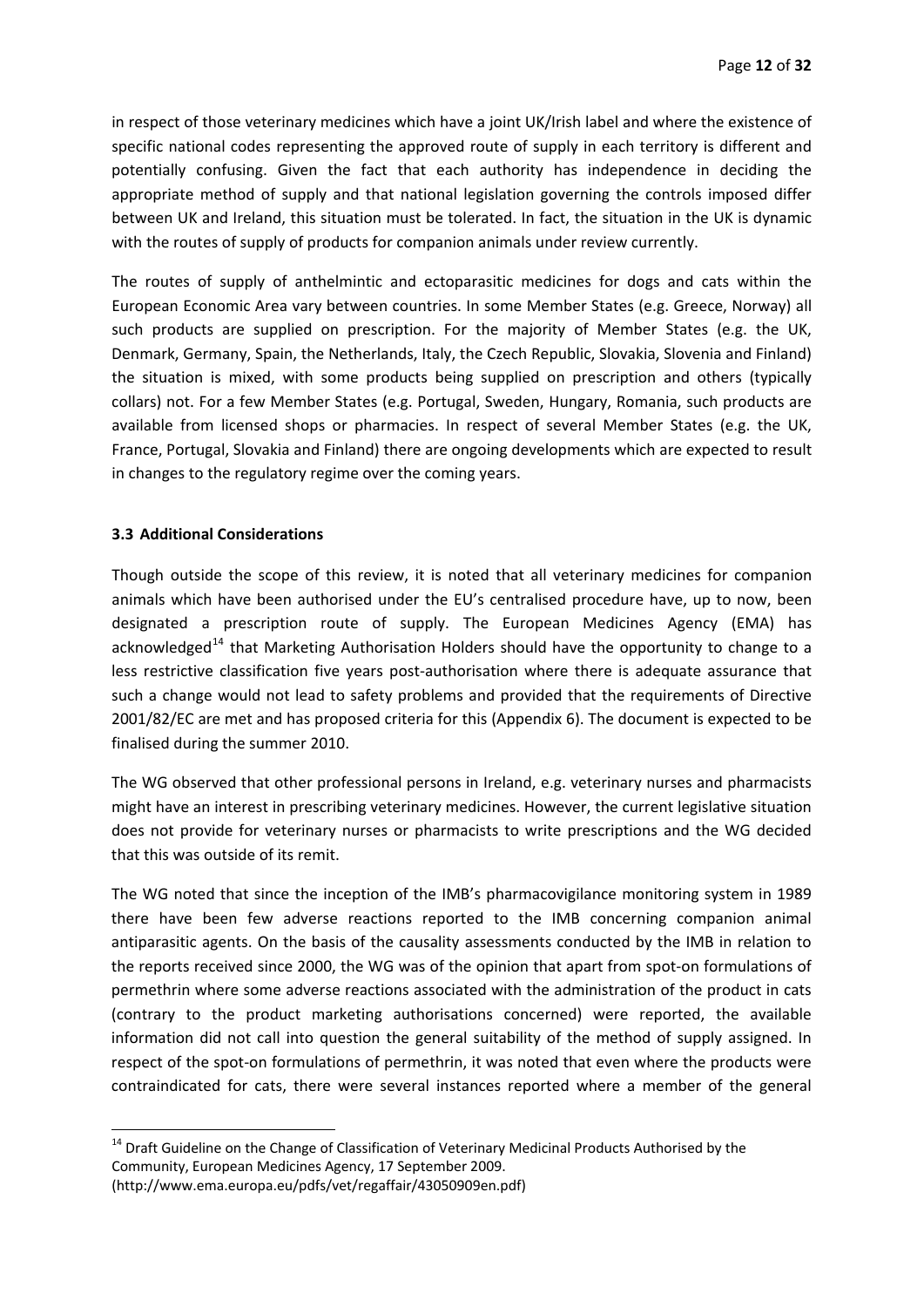in respect of those veterinary medicines which have a joint UK/Irish label and where the existence of specific national codes representing the approved route of supply in each territory is different and potentially confusing. Given the fact that each authority has independence in deciding the appropriate method of supply and that national legislation governing the controls imposed differ between UK and Ireland, this situation must be tolerated. In fact, the situation in the UK is dynamic with the routes of supply of products for companion animals under review currently.

The routes of supply of anthelmintic and ectoparasitic medicines for dogs and cats within the European Economic Area vary between countries. In some Member States (e.g. Greece, Norway) all such products are supplied on prescription. For the majority of Member States (e.g. the UK, Denmark, Germany, Spain, the Netherlands, Italy, the Czech Republic, Slovakia, Slovenia and Finland) the situation is mixed, with some products being supplied on prescription and others (typically collars) not. For a few Member States (e.g. Portugal, Sweden, Hungary, Romania, such products are available from licensed shops or pharmacies. In respect of several Member States (e.g. the UK, France, Portugal, Slovakia and Finland) there are ongoing developments which are expected to result in changes to the regulatory regime over the coming years.

### 3.3 Additional Considerations

Though outside the scope of this review, it is noted that all veterinary medicines for companion animals which have been authorised under the EU's centralised procedure have, up to now, been designated a prescription route of supply. The European Medicines Agency (EMA) has acknowledged[14] that Marketing Authorisation Holders should have the opportunity to change to a less restrictive classification five years post-authorisation where there is adequate assurance that such a change would not lead to safety problems and provided that the requirements of Directive 2001/82/EC are met and has proposed criteria for this (Appendix 6). The document is expected to be finalised during the summer 2010.

The WG observed that other professional persons in Ireland, e.g. veterinary nurses and pharmacists might have an interest in prescribing veterinary medicines. However, the current legislative situation does not provide for veterinary nurses or pharmacists to write prescriptions and the WG decided that this was outside of its remit.

The WG noted that since the inception of the IMB's pharmacovigilance monitoring system in 1989 there have been few adverse reactions reported to the IMB concerning companion animal antiparasitic agents. On the basis of the causality assessments conducted by the IMB in relation to the reports received since 2000, the WG was of the opinion that apart from spot-on formulations of permethrin where some adverse reactions associated with the administration of the product in cats (contrary to the product marketing authorisations concerned) were reported, the available information did not call into question the general suitability of the method of supply assigned. In respect of the spot-on formulations of permethrin, it was noted that even where the products were contraindicated for cats, there were several instances reported where a member of the general

---

[14] Draft Guideline on the Change of Classification of Veterinary Medicinal Products Authorised by the Community, European Medicines Agency, 17 September 2009. (http://www.ema.europa.eu/pdfs/vet/regaffair/43050909en.pdf)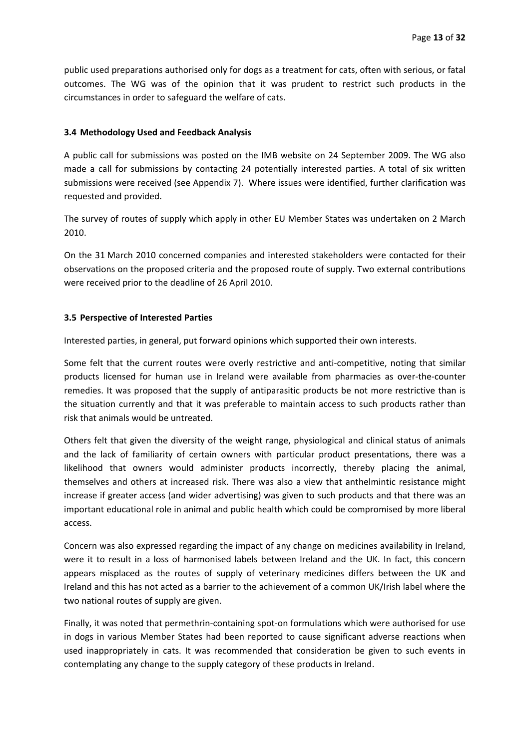public used preparations authorised only for dogs as a treatment for cats, often with serious, or fatal outcomes. The WG was of the opinion that it was prudent to restrict such products in the circumstances in order to safeguard the welfare of cats.

### 3.4 Methodology Used and Feedback Analysis

A public call for submissions was posted on the IMB website on 24 September 2009. The WG also made a call for submissions by contacting 24 potentially interested parties. A total of six written submissions were received (see Appendix 7). Where issues were identified, further clarification was requested and provided.

The survey of routes of supply which apply in other EU Member States was undertaken on 2 March 2010.

On the 31 March 2010 concerned companies and interested stakeholders were contacted for their observations on the proposed criteria and the proposed route of supply. Two external contributions were received prior to the deadline of 26 April 2010.

### 3.5 Perspective of Interested Parties

Interested parties, in general, put forward opinions which supported their own interests.

Some felt that the current routes were overly restrictive and anti-competitive, noting that similar products licensed for human use in Ireland were available from pharmacies as over-the-counter remedies. It was proposed that the supply of antiparasitic products be not more restrictive than is the situation currently and that it was preferable to maintain access to such products rather than risk that animals would be untreated.

Others felt that given the diversity of the weight range, physiological and clinical status of animals and the lack of familiarity of certain owners with particular product presentations, there was a likelihood that owners would administer products incorrectly, thereby placing the animal, themselves and others at increased risk. There was also a view that anthelmintic resistance might increase if greater access (and wider advertising) was given to such products and that there was an important educational role in animal and public health which could be compromised by more liberal access.

Concern was also expressed regarding the impact of any change on medicines availability in Ireland, were it to result in a loss of harmonised labels between Ireland and the UK. In fact, this concern appears misplaced as the routes of supply of veterinary medicines differs between the UK and Ireland and this has not acted as a barrier to the achievement of a common UK/Irish label where the two national routes of supply are given.

Finally, it was noted that permethrin-containing spot-on formulations which were authorised for use in dogs in various Member States had been reported to cause significant adverse reactions when used inappropriately in cats. It was recommended that consideration be given to such events in contemplating any change to the supply category of these products in Ireland.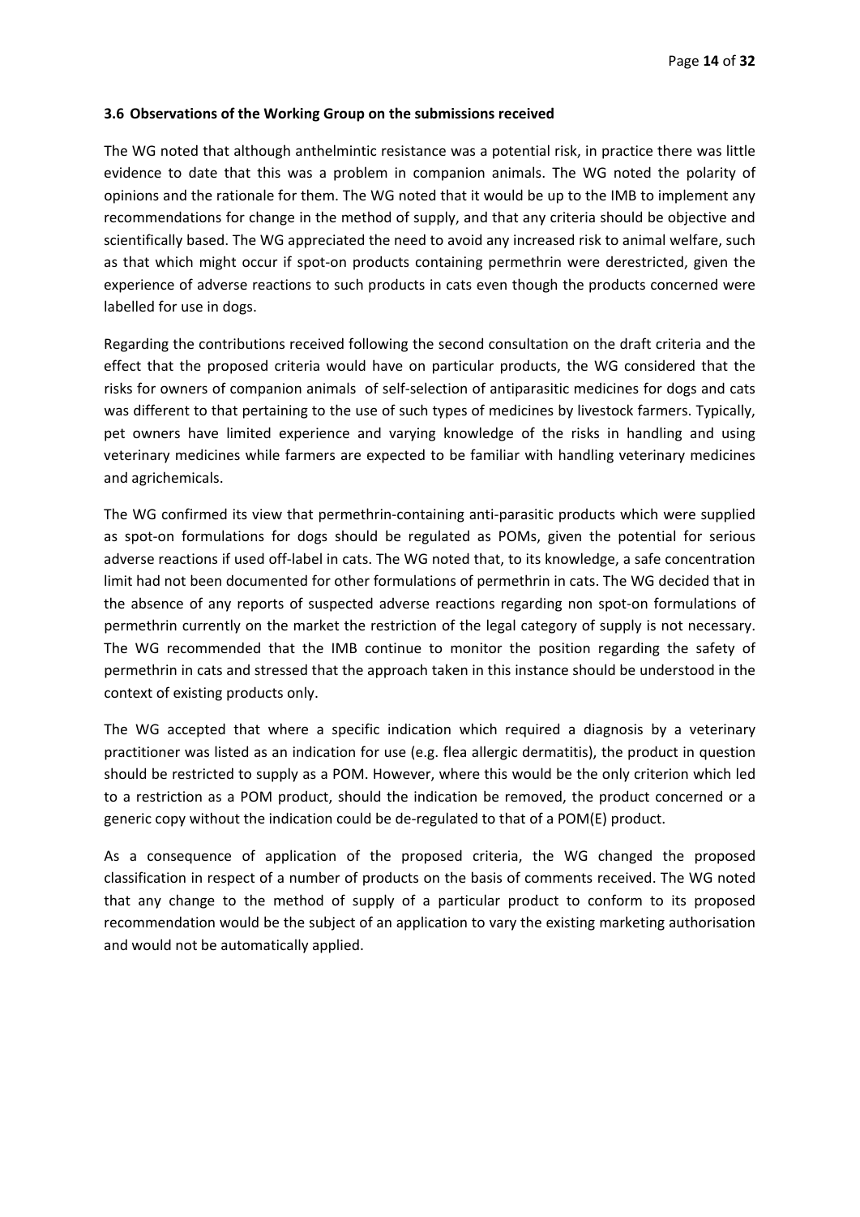### 3.6 Observations of the Working Group on the submissions received

The WG noted that although anthelmintic resistance was a potential risk, in practice there was little evidence to date that this was a problem in companion animals. The WG noted the polarity of opinions and the rationale for them. The WG noted that it would be up to the IMB to implement any recommendations for change in the method of supply, and that any criteria should be objective and scientifically based. The WG appreciated the need to avoid any increased risk to animal welfare, such as that which might occur if spot-on products containing permethrin were derestricted, given the experience of adverse reactions to such products in cats even though the products concerned were labelled for use in dogs.

Regarding the contributions received following the second consultation on the draft criteria and the effect that the proposed criteria would have on particular products, the WG considered that the risks for owners of companion animals of self-selection of antiparasitic medicines for dogs and cats was different to that pertaining to the use of such types of medicines by livestock farmers. Typically, pet owners have limited experience and varying knowledge of the risks in handling and using veterinary medicines while farmers are expected to be familiar with handling veterinary medicines and agrichemicals.

The WG confirmed its view that permethrin-containing anti-parasitic products which were supplied as spot-on formulations for dogs should be regulated as POMs, given the potential for serious adverse reactions if used off-label in cats. The WG noted that, to its knowledge, a safe concentration limit had not been documented for other formulations of permethrin in cats. The WG decided that in the absence of any reports of suspected adverse reactions regarding non spot-on formulations of permethrin currently on the market the restriction of the legal category of supply is not necessary. The WG recommended that the IMB continue to monitor the position regarding the safety of permethrin in cats and stressed that the approach taken in this instance should be understood in the context of existing products only.

The WG accepted that where a specific indication which required a diagnosis by a veterinary practitioner was listed as an indication for use (e.g. flea allergic dermatitis), the product in question should be restricted to supply as a POM. However, where this would be the only criterion which led to a restriction as a POM product, should the indication be removed, the product concerned or a generic copy without the indication could be de-regulated to that of a POM(E) product.

As a consequence of application of the proposed criteria, the WG changed the proposed classification in respect of a number of products on the basis of comments received. The WG noted that any change to the method of supply of a particular product to conform to its proposed recommendation would be the subject of an application to vary the existing marketing authorisation and would not be automatically applied.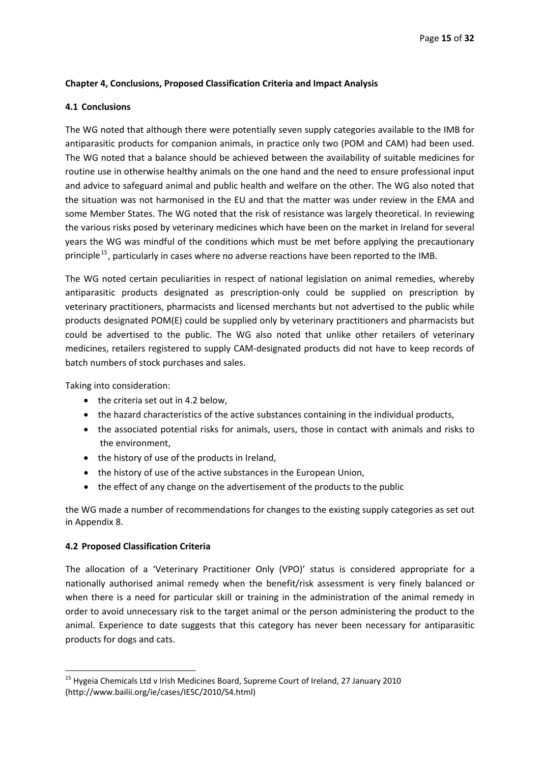**Chapter 4, Conclusions, Proposed Classification Criteria and Impact Analysis**

**4.1 Conclusions**

The WG noted that although there were potentially seven supply categories available to the IMB for antiparasitic products for companion animals, in practice only two (POM and CAM) had been used. The WG noted that a balance should be achieved between the availability of suitable medicines for routine use in otherwise healthy animals on the one hand and the need to ensure professional input and advice to safeguard animal and public health and welfare on the other. The WG also noted that the situation was not harmonised in the EU and that the matter was under review in the EMA and some Member States. The WG noted that the risk of resistance was largely theoretical. In reviewing the various risks posed by veterinary medicines which have been on the market in Ireland for several years the WG was mindful of the conditions which must be met before applying the precautionary principle[15], particularly in cases where no adverse reactions have been reported to the IMB.

The WG noted certain peculiarities in respect of national legislation on animal remedies, whereby antiparasitic products designated as prescription-only could be supplied on prescription by veterinary practitioners, pharmacists and licensed merchants but not advertised to the public while products designated POM(E) could be supplied only by veterinary practitioners and pharmacists but could be advertised to the public. The WG also noted that unlike other retailers of veterinary medicines, retailers registered to supply CAM-designated products did not have to keep records of batch numbers of stock purchases and sales.

Taking into consideration:

- the criteria set out in 4.2 below,
- the hazard characteristics of the active substances containing in the individual products,
- the associated potential risks for animals, users, those in contact with animals and risks to the environment,
- the history of use of the products in Ireland,
- the history of use of the active substances in the European Union,
- the effect of any change on the advertisement of the products to the public

the WG made a number of recommendations for changes to the existing supply categories as set out in Appendix 8.

**4.2 Proposed Classification Criteria**

The allocation of a 'Veterinary Practitioner Only (VPO)' status is considered appropriate for a nationally authorised animal remedy when the benefit/risk assessment is very finely balanced or when there is a need for particular skill or training in the administration of the animal remedy in order to avoid unnecessary risk to the target animal or the person administering the product to the animal. Experience to date suggests that this category has never been necessary for antiparasitic products for dogs and cats.

---

[15] Hygeia Chemicals Ltd v Irish Medicines Board, Supreme Court of Ireland, 27 January 2010 (http://www.bailii.org/ie/cases/IESC/2010/S4.html)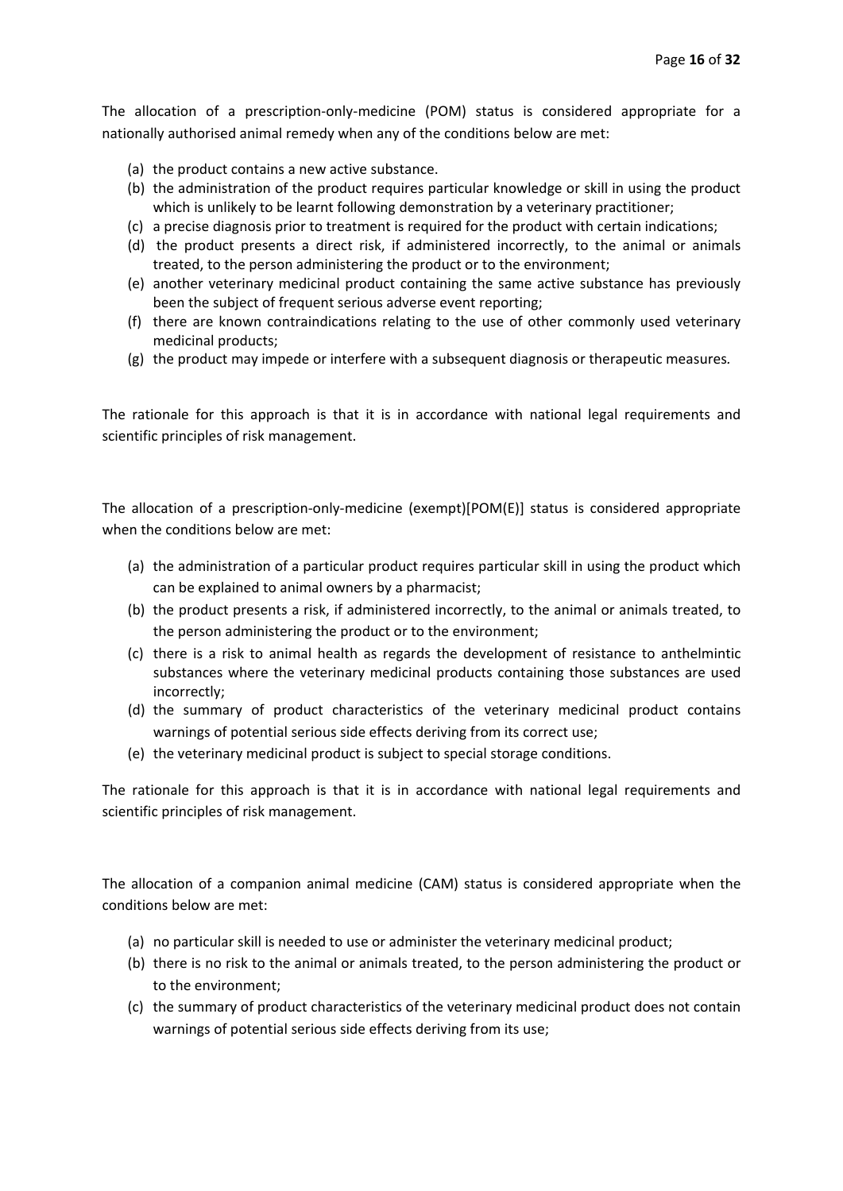The allocation of a prescription-only-medicine (POM) status is considered appropriate for a nationally authorised animal remedy when any of the conditions below are met:

(a) the product contains a new active substance.
(b) the administration of the product requires particular knowledge or skill in using the product which is unlikely to be learnt following demonstration by a veterinary practitioner;
(c) a precise diagnosis prior to treatment is required for the product with certain indications;
(d) the product presents a direct risk, if administered incorrectly, to the animal or animals treated, to the person administering the product or to the environment;
(e) another veterinary medicinal product containing the same active substance has previously been the subject of frequent serious adverse event reporting;
(f) there are known contraindications relating to the use of other commonly used veterinary medicinal products;
(g) the product may impede or interfere with a subsequent diagnosis or therapeutic measures.

The rationale for this approach is that it is in accordance with national legal requirements and scientific principles of risk management.

The allocation of a prescription-only-medicine (exempt)[POM(E)] status is considered appropriate when the conditions below are met:

(a) the administration of a particular product requires particular skill in using the product which can be explained to animal owners by a pharmacist;
(b) the product presents a risk, if administered incorrectly, to the animal or animals treated, to the person administering the product or to the environment;
(c) there is a risk to animal health as regards the development of resistance to anthelmintic substances where the veterinary medicinal products containing those substances are used incorrectly;
(d) the summary of product characteristics of the veterinary medicinal product contains warnings of potential serious side effects deriving from its correct use;
(e) the veterinary medicinal product is subject to special storage conditions.

The rationale for this approach is that it is in accordance with national legal requirements and scientific principles of risk management.

The allocation of a companion animal medicine (CAM) status is considered appropriate when the conditions below are met:

(a) no particular skill is needed to use or administer the veterinary medicinal product;
(b) there is no risk to the animal or animals treated, to the person administering the product or to the environment;
(c) the summary of product characteristics of the veterinary medicinal product does not contain warnings of potential serious side effects deriving from its use;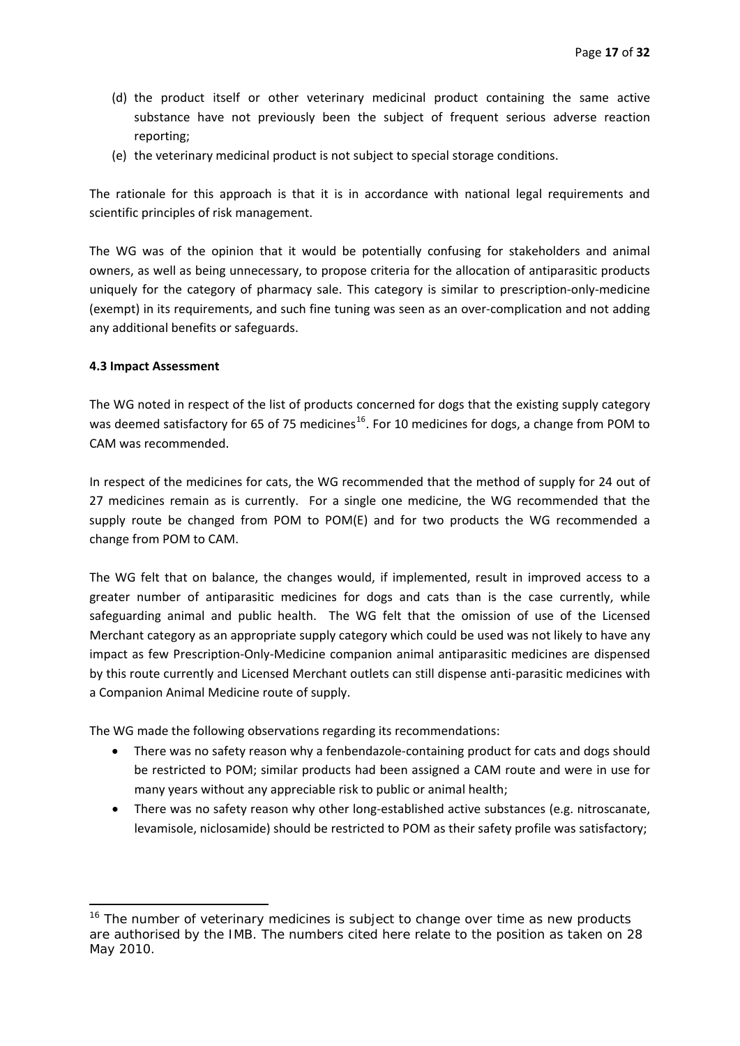(d) the product itself or other veterinary medicinal product containing the same active substance have not previously been the subject of frequent serious adverse reaction reporting;

(e) the veterinary medicinal product is not subject to special storage conditions.

The rationale for this approach is that it is in accordance with national legal requirements and scientific principles of risk management.

The WG was of the opinion that it would be potentially confusing for stakeholders and animal owners, as well as being unnecessary, to propose criteria for the allocation of antiparasitic products uniquely for the category of pharmacy sale. This category is similar to prescription-only-medicine (exempt) in its requirements, and such fine tuning was seen as an over-complication and not adding any additional benefits or safeguards.

**4.3 Impact Assessment**

The WG noted in respect of the list of products concerned for dogs that the existing supply category was deemed satisfactory for 65 of 75 medicines[16]. For 10 medicines for dogs, a change from POM to CAM was recommended.

In respect of the medicines for cats, the WG recommended that the method of supply for 24 out of 27 medicines remain as is currently. For a single one medicine, the WG recommended that the supply route be changed from POM to POM(E) and for two products the WG recommended a change from POM to CAM.

The WG felt that on balance, the changes would, if implemented, result in improved access to a greater number of antiparasitic medicines for dogs and cats than is the case currently, while safeguarding animal and public health. The WG felt that the omission of use of the Licensed Merchant category as an appropriate supply category which could be used was not likely to have any impact as few Prescription-Only-Medicine companion animal antiparasitic medicines are dispensed by this route currently and Licensed Merchant outlets can still dispense anti-parasitic medicines with a Companion Animal Medicine route of supply.

The WG made the following observations regarding its recommendations:

- There was no safety reason why a fenbendazole-containing product for cats and dogs should be restricted to POM; similar products had been assigned a CAM route and were in use for many years without any appreciable risk to public or animal health;
- There was no safety reason why other long-established active substances (e.g. nitroscanate, levamisole, niclosamide) should be restricted to POM as their safety profile was satisfactory;

[16] The number of veterinary medicines is subject to change over time as new products are authorised by the IMB. The numbers cited here relate to the position as taken on 28 May 2010.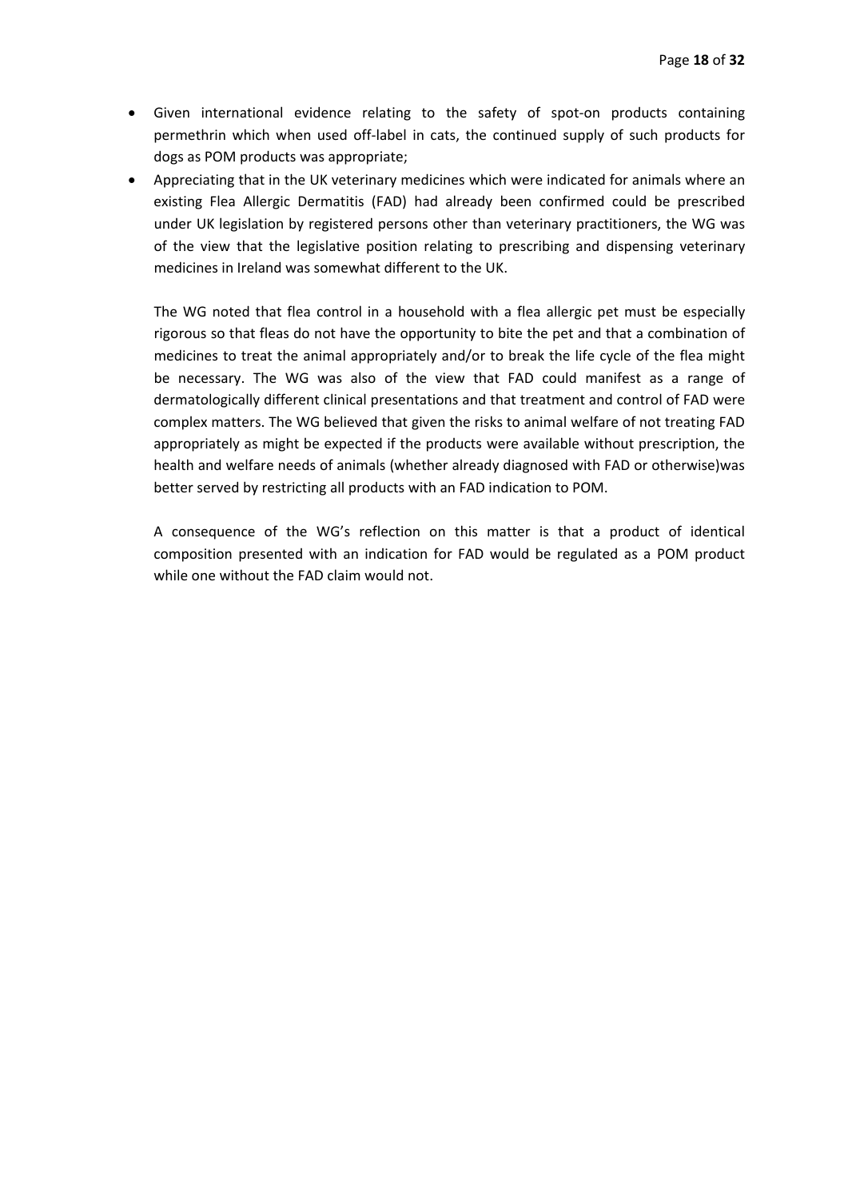- Given international evidence relating to the safety of spot-on products containing permethrin which when used off-label in cats, the continued supply of such products for dogs as POM products was appropriate;
- Appreciating that in the UK veterinary medicines which were indicated for animals where an existing Flea Allergic Dermatitis (FAD) had already been confirmed could be prescribed under UK legislation by registered persons other than veterinary practitioners, the WG was of the view that the legislative position relating to prescribing and dispensing veterinary medicines in Ireland was somewhat different to the UK.

  The WG noted that flea control in a household with a flea allergic pet must be especially rigorous so that fleas do not have the opportunity to bite the pet and that a combination of medicines to treat the animal appropriately and/or to break the life cycle of the flea might be necessary. The WG was also of the view that FAD could manifest as a range of dermatologically different clinical presentations and that treatment and control of FAD were complex matters. The WG believed that given the risks to animal welfare of not treating FAD appropriately as might be expected if the products were available without prescription, the health and welfare needs of animals (whether already diagnosed with FAD or otherwise)was better served by restricting all products with an FAD indication to POM.

  A consequence of the WG's reflection on this matter is that a product of identical composition presented with an indication for FAD would be regulated as a POM product while one without the FAD claim would not.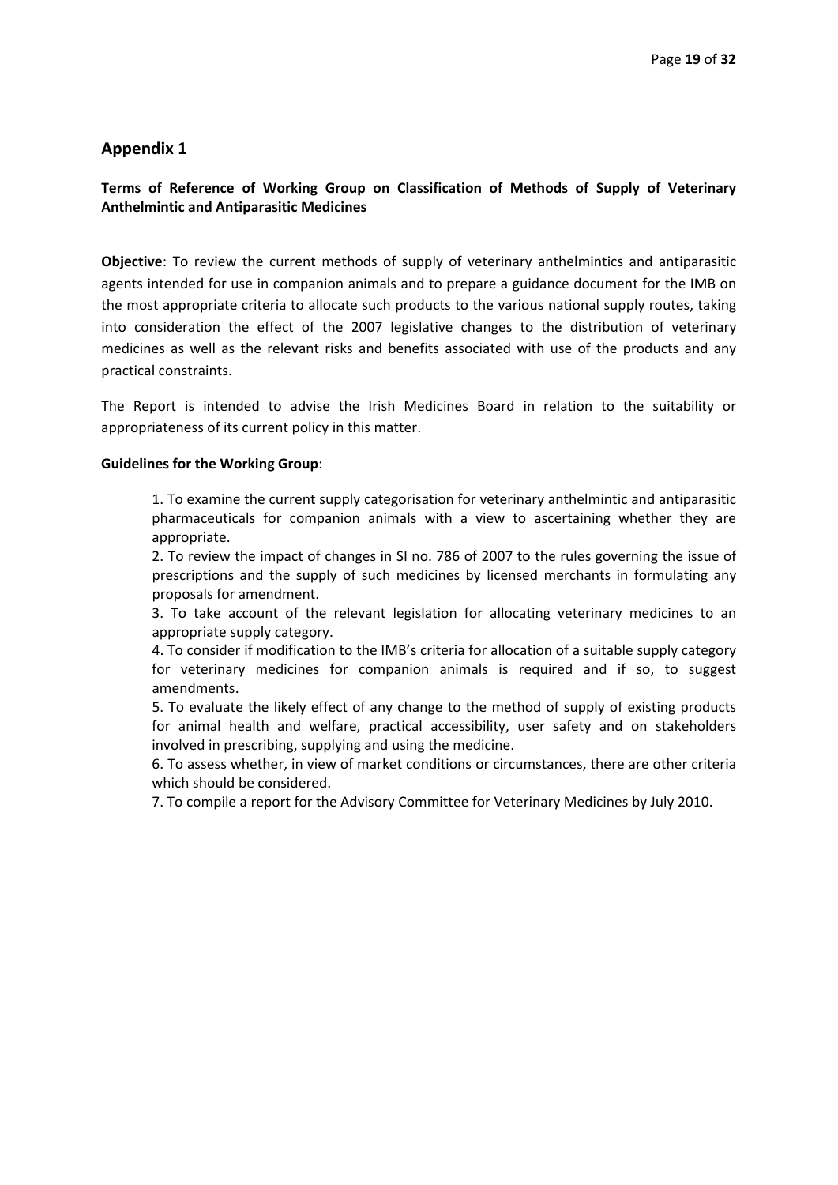## Appendix 1

**Terms of Reference of Working Group on Classification of Methods of Supply of Veterinary Anthelmintic and Antiparasitic Medicines**

**Objective**: To review the current methods of supply of veterinary anthelmintics and antiparasitic agents intended for use in companion animals and to prepare a guidance document for the IMB on the most appropriate criteria to allocate such products to the various national supply routes, taking into consideration the effect of the 2007 legislative changes to the distribution of veterinary medicines as well as the relevant risks and benefits associated with use of the products and any practical constraints.

The Report is intended to advise the Irish Medicines Board in relation to the suitability or appropriateness of its current policy in this matter.

**Guidelines for the Working Group**:

1. To examine the current supply categorisation for veterinary anthelmintic and antiparasitic pharmaceuticals for companion animals with a view to ascertaining whether they are appropriate.
2. To review the impact of changes in SI no. 786 of 2007 to the rules governing the issue of prescriptions and the supply of such medicines by licensed merchants in formulating any proposals for amendment.
3. To take account of the relevant legislation for allocating veterinary medicines to an appropriate supply category.
4. To consider if modification to the IMB's criteria for allocation of a suitable supply category for veterinary medicines for companion animals is required and if so, to suggest amendments.
5. To evaluate the likely effect of any change to the method of supply of existing products for animal health and welfare, practical accessibility, user safety and on stakeholders involved in prescribing, supplying and using the medicine.
6. To assess whether, in view of market conditions or circumstances, there are other criteria which should be considered.
7. To compile a report for the Advisory Committee for Veterinary Medicines by July 2010.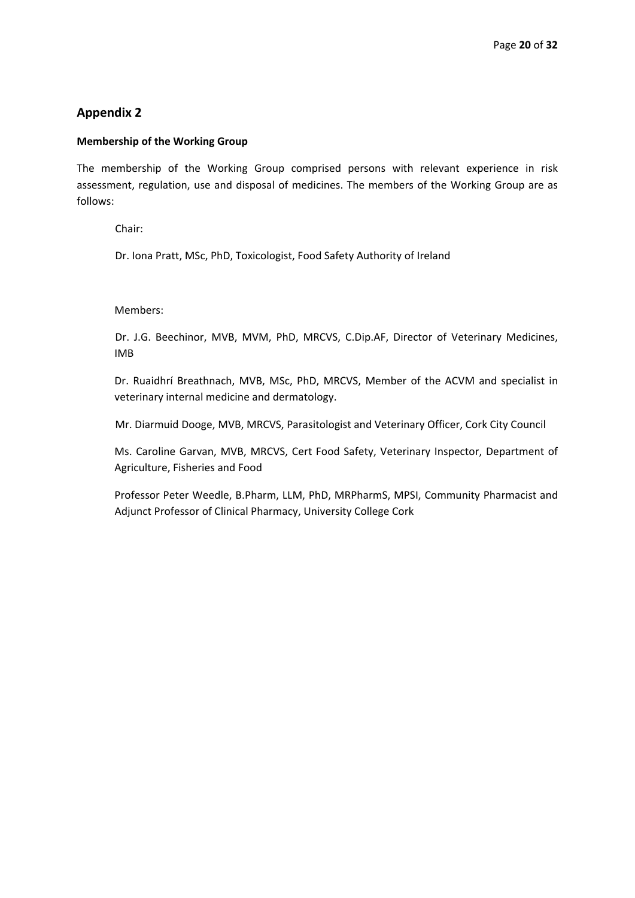## Appendix 2

**Membership of the Working Group**

The membership of the Working Group comprised persons with relevant experience in risk assessment, regulation, use and disposal of medicines. The members of the Working Group are as follows:

Chair:

Dr. Iona Pratt, MSc, PhD, Toxicologist, Food Safety Authority of Ireland

Members:

Dr. J.G. Beechinor, MVB, MVM, PhD, MRCVS, C.Dip.AF, Director of Veterinary Medicines, IMB

Dr. Ruaidhrí Breathnach, MVB, MSc, PhD, MRCVS, Member of the ACVM and specialist in veterinary internal medicine and dermatology.

Mr. Diarmuid Dooge, MVB, MRCVS, Parasitologist and Veterinary Officer, Cork City Council

Ms. Caroline Garvan, MVB, MRCVS, Cert Food Safety, Veterinary Inspector, Department of Agriculture, Fisheries and Food

Professor Peter Weedle, B.Pharm, LLM, PhD, MRPharmS, MPSI, Community Pharmacist and Adjunct Professor of Clinical Pharmacy, University College Cork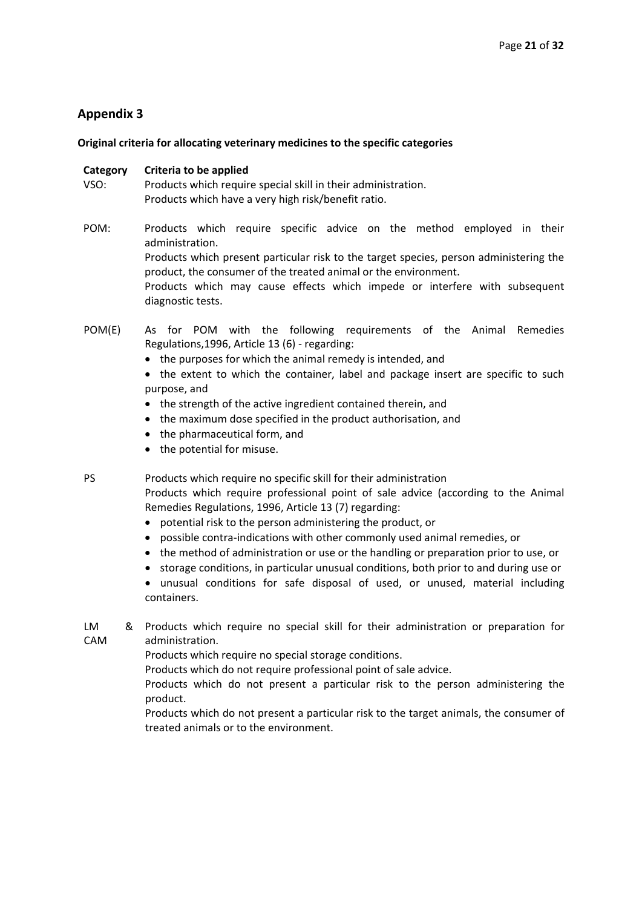## Appendix 3

**Original criteria for allocating veterinary medicines to the specific categories**

| **Category** | **Criteria to be applied** |
| --- | --- |
| VSO: | Products which require special skill in their administration.<br>Products which have a very high risk/benefit ratio. |
| POM: | Products which require specific advice on the method employed in their administration.<br>Products which present particular risk to the target species, person administering the product, the consumer of the treated animal or the environment.<br>Products which may cause effects which impede or interfere with subsequent diagnostic tests. |
| POM(E) | As for POM with the following requirements of the Animal Remedies Regulations,1996, Article 13 (6) - regarding:<br>• the purposes for which the animal remedy is intended, and<br>• the extent to which the container, label and package insert are specific to such purpose, and<br>• the strength of the active ingredient contained therein, and<br>• the maximum dose specified in the product authorisation, and<br>• the pharmaceutical form, and<br>• the potential for misuse. |
| PS | Products which require no specific skill for their administration<br>Products which require professional point of sale advice (according to the Animal Remedies Regulations, 1996, Article 13 (7) regarding:<br>• potential risk to the person administering the product, or<br>• possible contra-indications with other commonly used animal remedies, or<br>• the method of administration or use or the handling or preparation prior to use, or<br>• storage conditions, in particular unusual conditions, both prior to and during use or<br>• unusual conditions for safe disposal of used, or unused, material including containers. |
| LM & CAM | Products which require no special skill for their administration or preparation for administration.<br>Products which require no special storage conditions.<br>Products which do not require professional point of sale advice.<br>Products which do not present a particular risk to the person administering the product.<br>Products which do not present a particular risk to the target animals, the consumer of treated animals or to the environment. |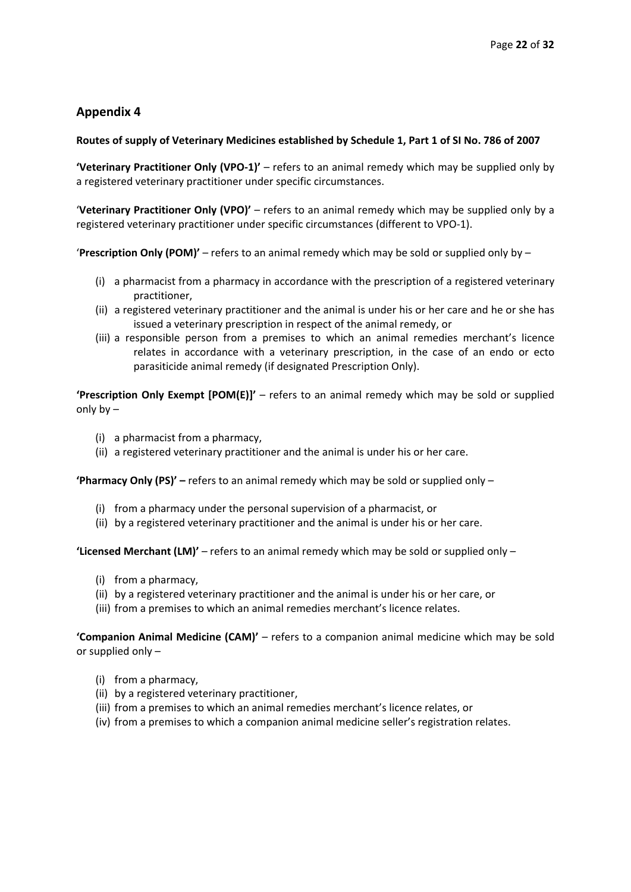## Appendix 4

**Routes of supply of Veterinary Medicines established by Schedule 1, Part 1 of SI No. 786 of 2007**

**'Veterinary Practitioner Only (VPO-1)'** – refers to an animal remedy which may be supplied only by a registered veterinary practitioner under specific circumstances.

'**Veterinary Practitioner Only (VPO)'** – refers to an animal remedy which may be supplied only by a registered veterinary practitioner under specific circumstances (different to VPO-1).

'**Prescription Only (POM)'** – refers to an animal remedy which may be sold or supplied only by –

- (i) a pharmacist from a pharmacy in accordance with the prescription of a registered veterinary practitioner,
- (ii) a registered veterinary practitioner and the animal is under his or her care and he or she has issued a veterinary prescription in respect of the animal remedy, or
- (iii) a responsible person from a premises to which an animal remedies merchant's licence relates in accordance with a veterinary prescription, in the case of an endo or ecto parasiticide animal remedy (if designated Prescription Only).

**'Prescription Only Exempt [POM(E)]'** – refers to an animal remedy which may be sold or supplied only by –

- (i) a pharmacist from a pharmacy,
- (ii) a registered veterinary practitioner and the animal is under his or her care.

**'Pharmacy Only (PS)' –** refers to an animal remedy which may be sold or supplied only –

- (i) from a pharmacy under the personal supervision of a pharmacist, or
- (ii) by a registered veterinary practitioner and the animal is under his or her care.

**'Licensed Merchant (LM)'** – refers to an animal remedy which may be sold or supplied only –

- (i) from a pharmacy,
- (ii) by a registered veterinary practitioner and the animal is under his or her care, or
- (iii) from a premises to which an animal remedies merchant's licence relates.

**'Companion Animal Medicine (CAM)'** – refers to a companion animal medicine which may be sold or supplied only –

- (i) from a pharmacy,
- (ii) by a registered veterinary practitioner,
- (iii) from a premises to which an animal remedies merchant's licence relates, or
- (iv) from a premises to which a companion animal medicine seller's registration relates.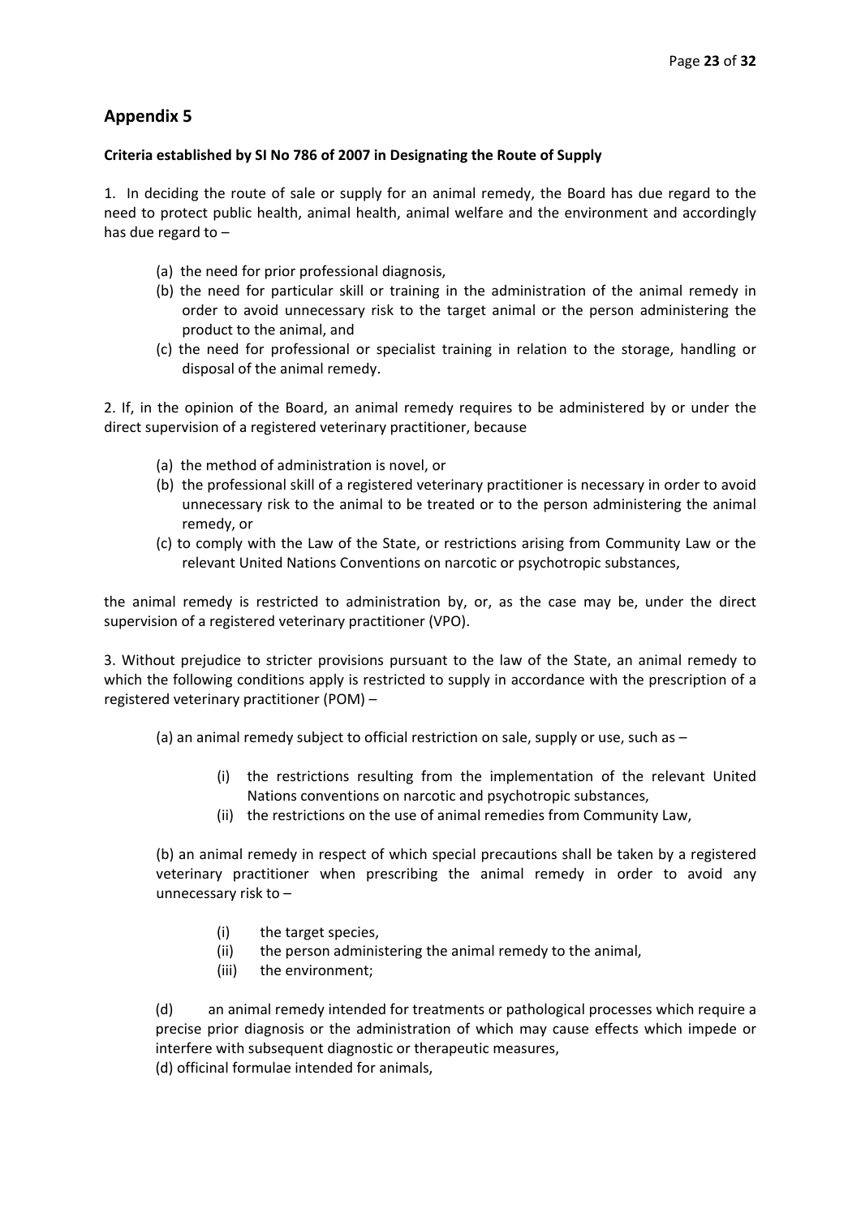## Appendix 5

**Criteria established by SI No 786 of 2007 in Designating the Route of Supply**

1. In deciding the route of sale or supply for an animal remedy, the Board has due regard to the need to protect public health, animal health, animal welfare and the environment and accordingly has due regard to –

   (a) the need for prior professional diagnosis,
   (b) the need for particular skill or training in the administration of the animal remedy in order to avoid unnecessary risk to the target animal or the person administering the product to the animal, and
   (c) the need for professional or specialist training in relation to the storage, handling or disposal of the animal remedy.

2. If, in the opinion of the Board, an animal remedy requires to be administered by or under the direct supervision of a registered veterinary practitioner, because

   (a) the method of administration is novel, or
   (b) the professional skill of a registered veterinary practitioner is necessary in order to avoid unnecessary risk to the animal to be treated or to the person administering the animal remedy, or
   (c) to comply with the Law of the State, or restrictions arising from Community Law or the relevant United Nations Conventions on narcotic or psychotropic substances,

the animal remedy is restricted to administration by, or, as the case may be, under the direct supervision of a registered veterinary practitioner (VPO).

3. Without prejudice to stricter provisions pursuant to the law of the State, an animal remedy to which the following conditions apply is restricted to supply in accordance with the prescription of a registered veterinary practitioner (POM) –

   (a) an animal remedy subject to official restriction on sale, supply or use, such as –

      (i) the restrictions resulting from the implementation of the relevant United Nations conventions on narcotic and psychotropic substances,
      (ii) the restrictions on the use of animal remedies from Community Law,

   (b) an animal remedy in respect of which special precautions shall be taken by a registered veterinary practitioner when prescribing the animal remedy in order to avoid any unnecessary risk to –

      (i) the target species,
      (ii) the person administering the animal remedy to the animal,
      (iii) the environment;

   (d) an animal remedy intended for treatments or pathological processes which require a precise prior diagnosis or the administration of which may cause effects which impede or interfere with subsequent diagnostic or therapeutic measures,
   (d) officinal formulae intended for animals,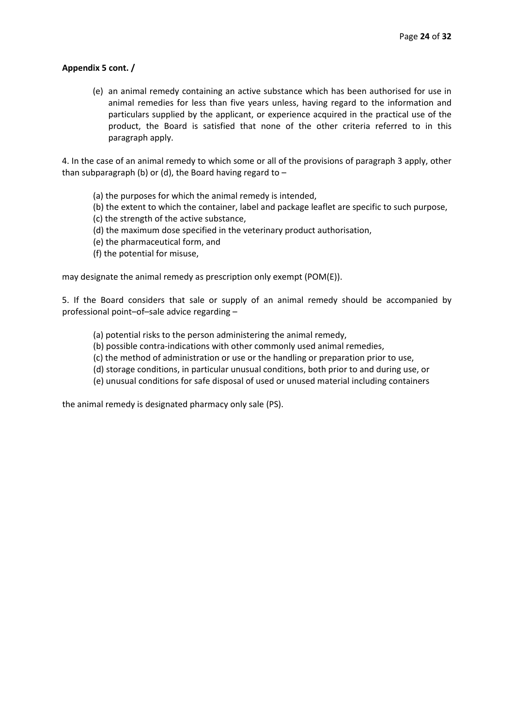**Appendix 5 cont. /**

(e) an animal remedy containing an active substance which has been authorised for use in animal remedies for less than five years unless, having regard to the information and particulars supplied by the applicant, or experience acquired in the practical use of the product, the Board is satisfied that none of the other criteria referred to in this paragraph apply.

4. In the case of an animal remedy to which some or all of the provisions of paragraph 3 apply, other than subparagraph (b) or (d), the Board having regard to –

(a) the purposes for which the animal remedy is intended,
(b) the extent to which the container, label and package leaflet are specific to such purpose,
(c) the strength of the active substance,
(d) the maximum dose specified in the veterinary product authorisation,
(e) the pharmaceutical form, and
(f) the potential for misuse,

may designate the animal remedy as prescription only exempt (POM(E)).

5. If the Board considers that sale or supply of an animal remedy should be accompanied by professional point–of–sale advice regarding –

(a) potential risks to the person administering the animal remedy,
(b) possible contra-indications with other commonly used animal remedies,
(c) the method of administration or use or the handling or preparation prior to use,
(d) storage conditions, in particular unusual conditions, both prior to and during use, or
(e) unusual conditions for safe disposal of used or unused material including containers

the animal remedy is designated pharmacy only sale (PS).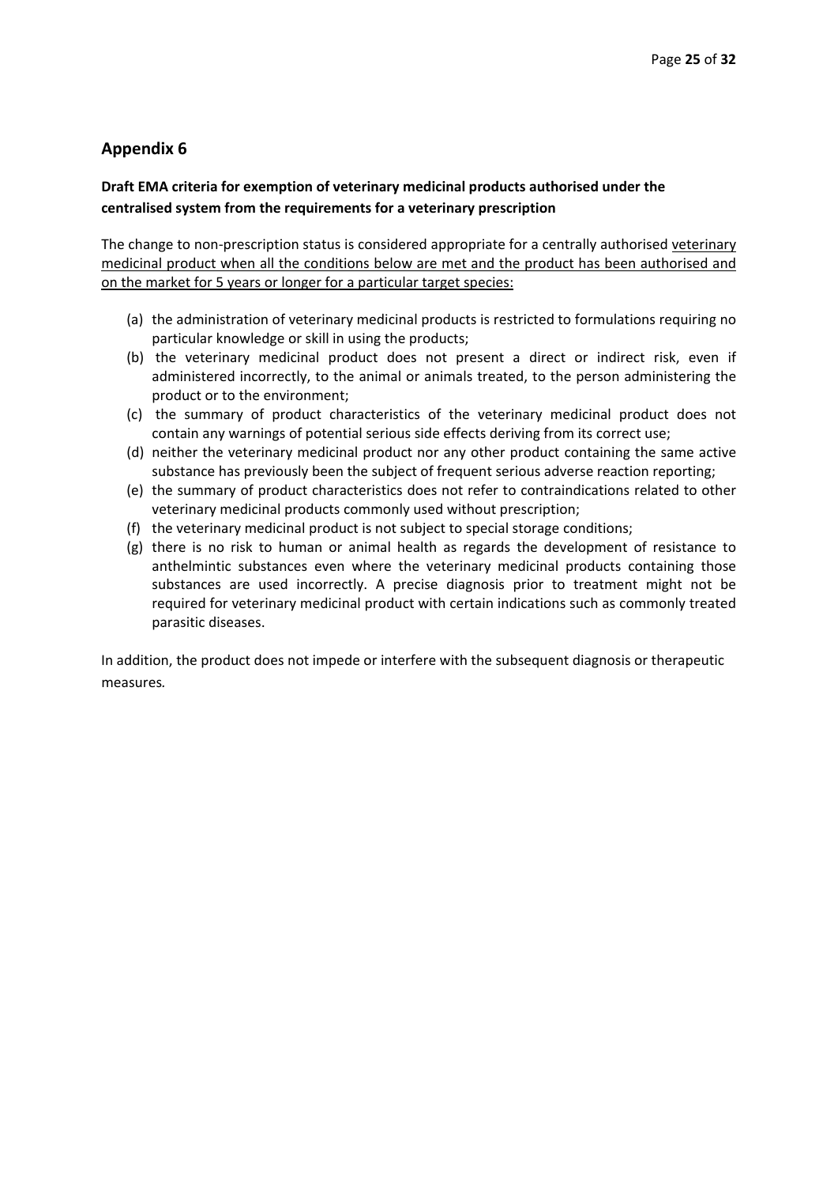## Appendix 6

**Draft EMA criteria for exemption of veterinary medicinal products authorised under the centralised system from the requirements for a veterinary prescription**

The change to non-prescription status is considered appropriate for a centrally authorised <u>veterinary medicinal product when all the conditions below are met and the product has been authorised and on the market for 5 years or longer for a particular target species:</u>

(a) the administration of veterinary medicinal products is restricted to formulations requiring no particular knowledge or skill in using the products;
(b) the veterinary medicinal product does not present a direct or indirect risk, even if administered incorrectly, to the animal or animals treated, to the person administering the product or to the environment;
(c) the summary of product characteristics of the veterinary medicinal product does not contain any warnings of potential serious side effects deriving from its correct use;
(d) neither the veterinary medicinal product nor any other product containing the same active substance has previously been the subject of frequent serious adverse reaction reporting;
(e) the summary of product characteristics does not refer to contraindications related to other veterinary medicinal products commonly used without prescription;
(f) the veterinary medicinal product is not subject to special storage conditions;
(g) there is no risk to human or animal health as regards the development of resistance to anthelmintic substances even where the veterinary medicinal products containing those substances are used incorrectly. A precise diagnosis prior to treatment might not be required for veterinary medicinal product with certain indications such as commonly treated parasitic diseases.

In addition, the product does not impede or interfere with the subsequent diagnosis or therapeutic measures*.*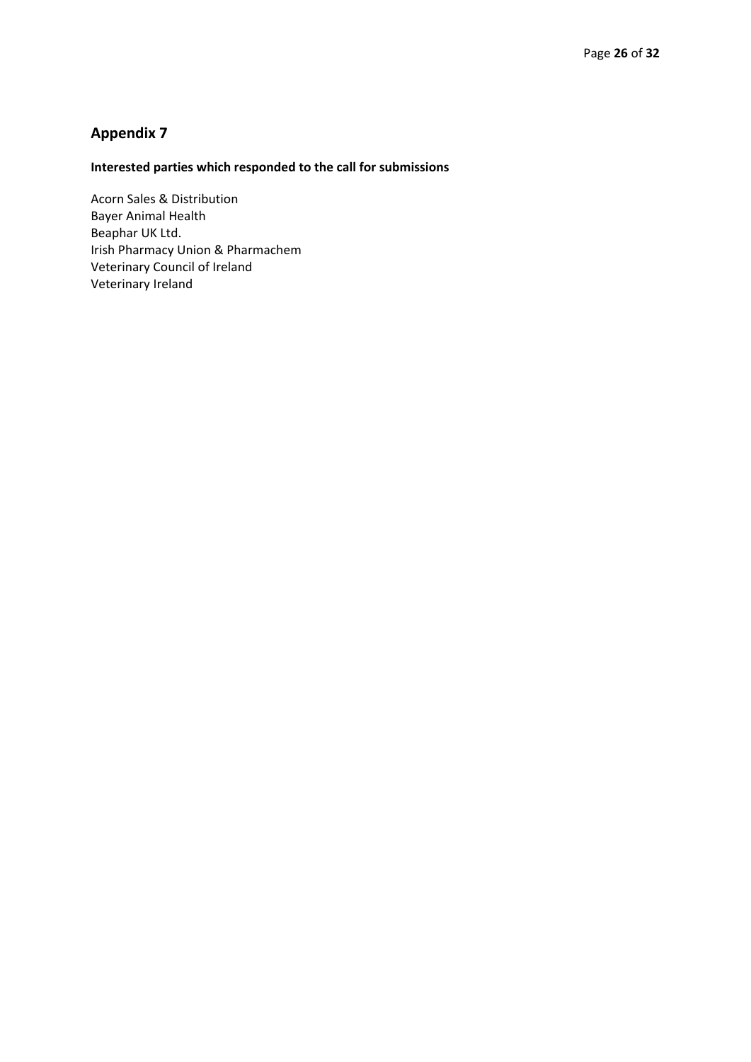## Appendix 7

**Interested parties which responded to the call for submissions**

Acorn Sales & Distribution
Bayer Animal Health
Beaphar UK Ltd.
Irish Pharmacy Union & Pharmachem
Veterinary Council of Ireland
Veterinary Ireland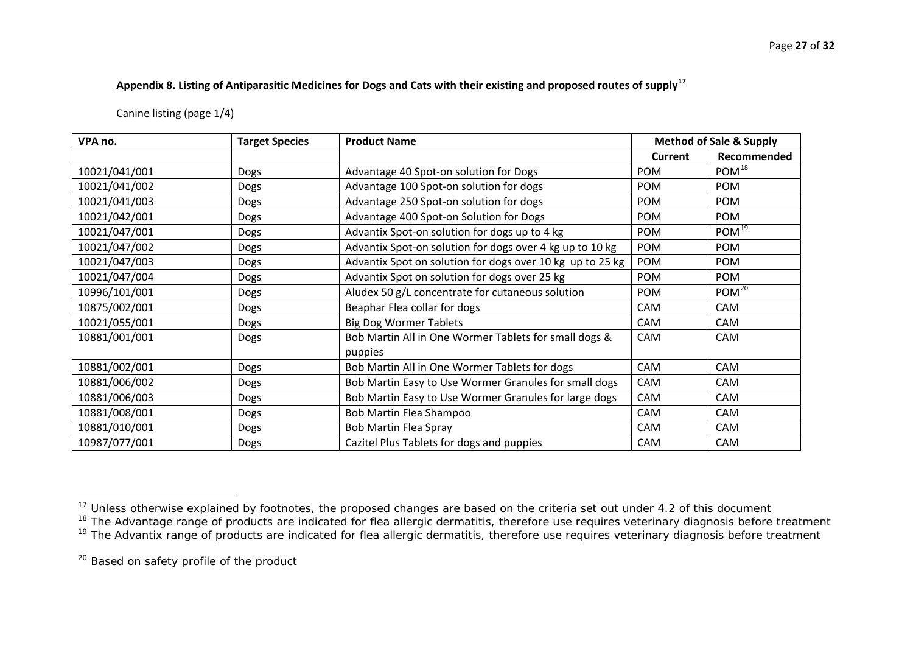**Appendix 8. Listing of Antiparasitic Medicines for Dogs and Cats with their existing and proposed routes of supply[17]**

Canine listing (page 1/4)

| VPA no. | Target Species | Product Name | Method of Sale & Supply | |
|---|---|---|---|---|
| | | | Current | Recommended |
| 10021/041/001 | Dogs | Advantage 40 Spot-on solution for Dogs | POM | POM[18] |
| 10021/041/002 | Dogs | Advantage 100 Spot-on solution for dogs | POM | POM |
| 10021/041/003 | Dogs | Advantage 250 Spot-on solution for dogs | POM | POM |
| 10021/042/001 | Dogs | Advantage 400 Spot-on Solution for Dogs | POM | POM |
| 10021/047/001 | Dogs | Advantix Spot-on solution for dogs up to 4 kg | POM | POM[19] |
| 10021/047/002 | Dogs | Advantix Spot-on solution for dogs over 4 kg up to 10 kg | POM | POM |
| 10021/047/003 | Dogs | Advantix Spot on solution for dogs over 10 kg up to 25 kg | POM | POM |
| 10021/047/004 | Dogs | Advantix Spot on solution for dogs over 25 kg | POM | POM |
| 10996/101/001 | Dogs | Aludex 50 g/L concentrate for cutaneous solution | POM | POM[20] |
| 10875/002/001 | Dogs | Beaphar Flea collar for dogs | CAM | CAM |
| 10021/055/001 | Dogs | Big Dog Wormer Tablets | CAM | CAM |
| 10881/001/001 | Dogs | Bob Martin All in One Wormer Tablets for small dogs & puppies | CAM | CAM |
| 10881/002/001 | Dogs | Bob Martin All in One Wormer Tablets for dogs | CAM | CAM |
| 10881/006/002 | Dogs | Bob Martin Easy to Use Wormer Granules for small dogs | CAM | CAM |
| 10881/006/003 | Dogs | Bob Martin Easy to Use Wormer Granules for large dogs | CAM | CAM |
| 10881/008/001 | Dogs | Bob Martin Flea Shampoo | CAM | CAM |
| 10881/010/001 | Dogs | Bob Martin Flea Spray | CAM | CAM |
| 10987/077/001 | Dogs | Cazitel Plus Tablets for dogs and puppies | CAM | CAM |

[17] Unless otherwise explained by footnotes, the proposed changes are based on the criteria set out under 4.2 of this document

[18] The Advantage range of products are indicated for flea allergic dermatitis, therefore use requires veterinary diagnosis before treatment

[19] The Advantix range of products are indicated for flea allergic dermatitis, therefore use requires veterinary diagnosis before treatment

[20] Based on safety profile of the product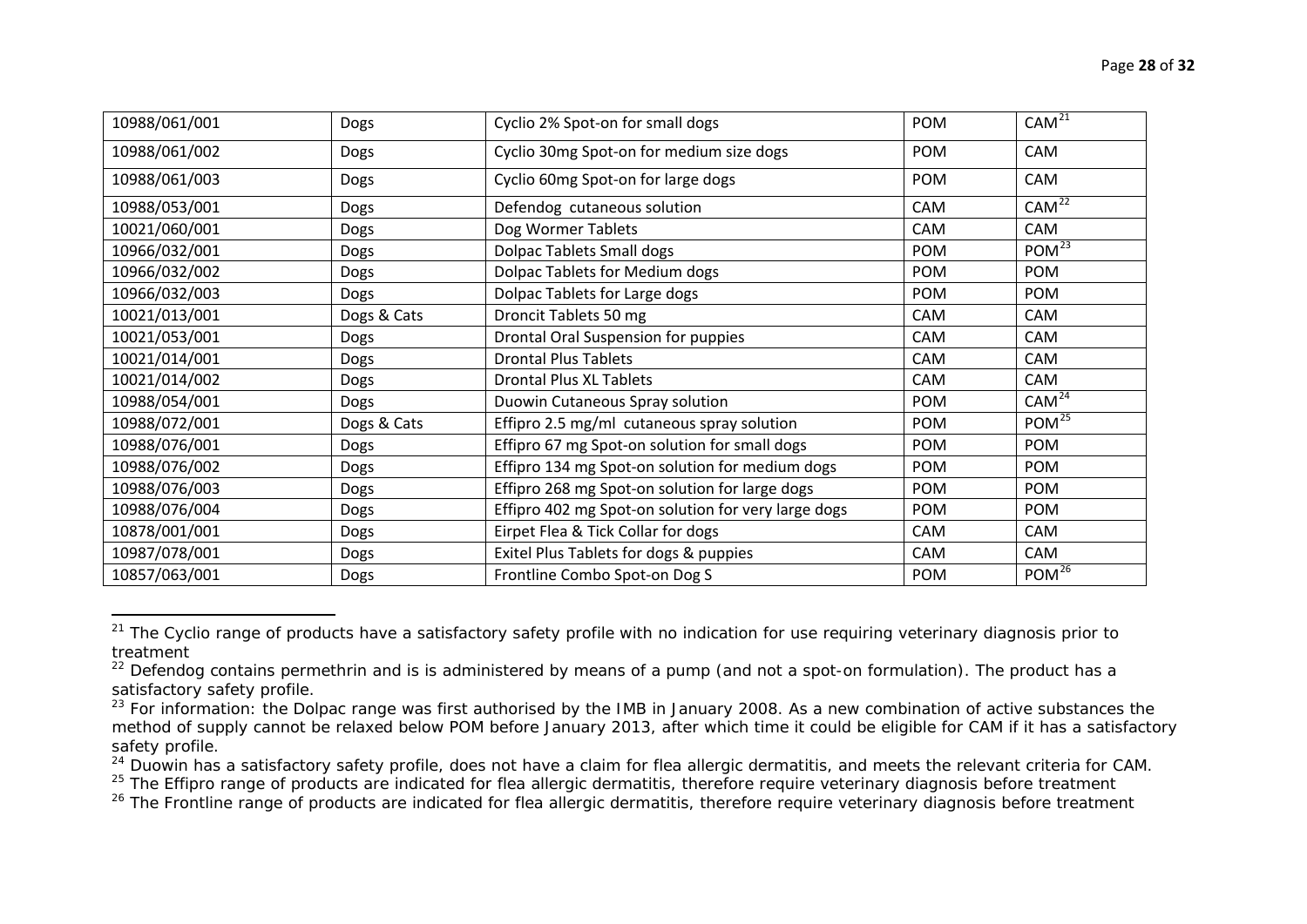| | | | | |
|---|---|---|---|---|
| 10988/061/001 | Dogs | Cyclio 2% Spot-on for small dogs | POM | CAM[21] |
| 10988/061/002 | Dogs | Cyclio 30mg Spot-on for medium size dogs | POM | CAM |
| 10988/061/003 | Dogs | Cyclio 60mg Spot-on for large dogs | POM | CAM |
| 10988/053/001 | Dogs | Defendog cutaneous solution | CAM | CAM[22] |
| 10021/060/001 | Dogs | Dog Wormer Tablets | CAM | CAM |
| 10966/032/001 | Dogs | Dolpac Tablets Small dogs | POM | POM[23] |
| 10966/032/002 | Dogs | Dolpac Tablets for Medium dogs | POM | POM |
| 10966/032/003 | Dogs | Dolpac Tablets for Large dogs | POM | POM |
| 10021/013/001 | Dogs & Cats | Droncit Tablets 50 mg | CAM | CAM |
| 10021/053/001 | Dogs | Drontal Oral Suspension for puppies | CAM | CAM |
| 10021/014/001 | Dogs | Drontal Plus Tablets | CAM | CAM |
| 10021/014/002 | Dogs | Drontal Plus XL Tablets | CAM | CAM |
| 10988/054/001 | Dogs | Duowin Cutaneous Spray solution | POM | CAM[24] |
| 10988/072/001 | Dogs & Cats | Effipro 2.5 mg/ml cutaneous spray solution | POM | POM[25] |
| 10988/076/001 | Dogs | Effipro 67 mg Spot-on solution for small dogs | POM | POM |
| 10988/076/002 | Dogs | Effipro 134 mg Spot-on solution for medium dogs | POM | POM |
| 10988/076/003 | Dogs | Effipro 268 mg Spot-on solution for large dogs | POM | POM |
| 10988/076/004 | Dogs | Effipro 402 mg Spot-on solution for very large dogs | POM | POM |
| 10878/001/001 | Dogs | Eirpet Flea & Tick Collar for dogs | CAM | CAM |
| 10987/078/001 | Dogs | Exitel Plus Tablets for dogs & puppies | CAM | CAM |
| 10857/063/001 | Dogs | Frontline Combo Spot-on Dog S | POM | POM[26] |

[21] The Cyclio range of products have a satisfactory safety profile with no indication for use requiring veterinary diagnosis prior to treatment

[22] Defendog contains permethrin and is is administered by means of a pump (and not a spot-on formulation). The product has a satisfactory safety profile.

[23] For information: the Dolpac range was first authorised by the IMB in January 2008. As a new combination of active substances the method of supply cannot be relaxed below POM before January 2013, after which time it could be eligible for CAM if it has a satisfactory safety profile.

[24] Duowin has a satisfactory safety profile, does not have a claim for flea allergic dermatitis, and meets the relevant criteria for CAM.

[25] The Effipro range of products are indicated for flea allergic dermatitis, therefore require veterinary diagnosis before treatment

[26] The Frontline range of products are indicated for flea allergic dermatitis, therefore require veterinary diagnosis before treatment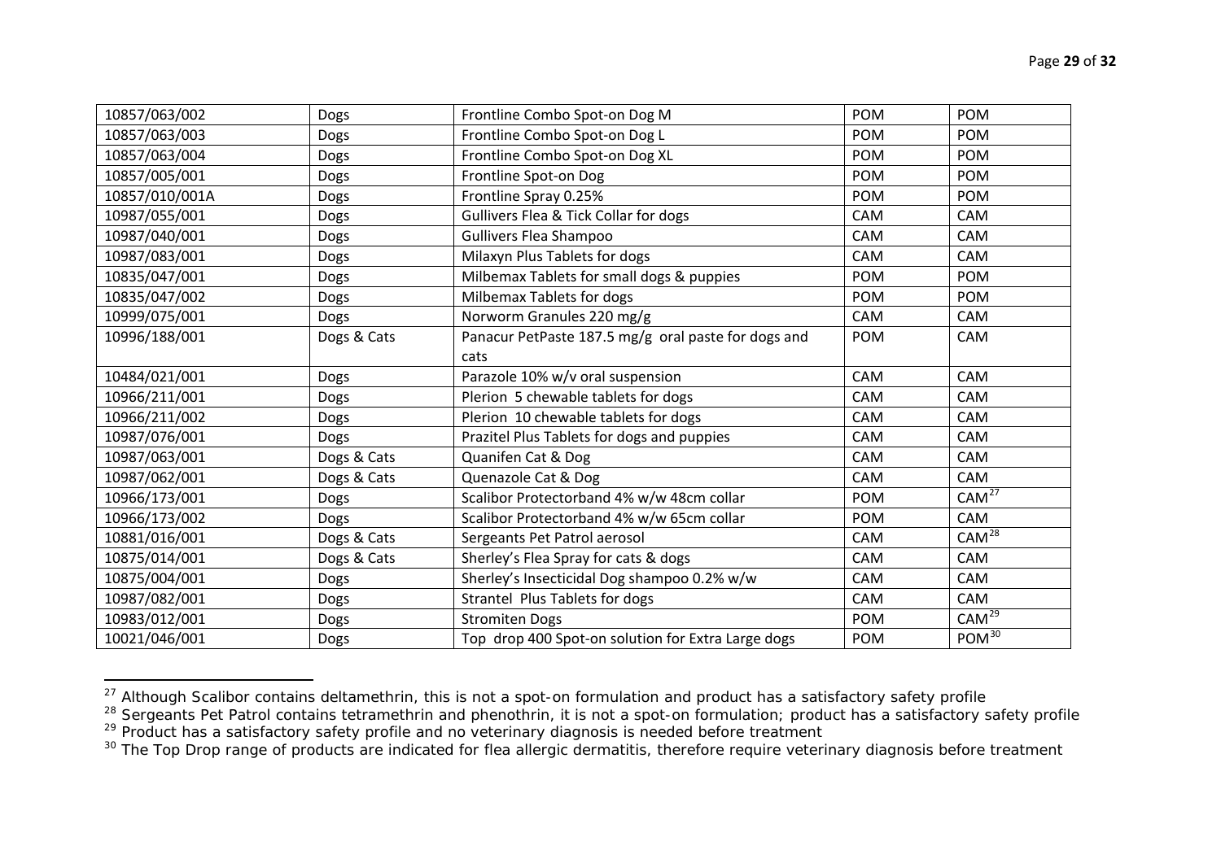| | | | | |
|---|---|---|---|---|
| 10857/063/002 | Dogs | Frontline Combo Spot-on Dog M | POM | POM |
| 10857/063/003 | Dogs | Frontline Combo Spot-on Dog L | POM | POM |
| 10857/063/004 | Dogs | Frontline Combo Spot-on Dog XL | POM | POM |
| 10857/005/001 | Dogs | Frontline Spot-on Dog | POM | POM |
| 10857/010/001A | Dogs | Frontline Spray 0.25% | POM | POM |
| 10987/055/001 | Dogs | Gullivers Flea & Tick Collar for dogs | CAM | CAM |
| 10987/040/001 | Dogs | Gullivers Flea Shampoo | CAM | CAM |
| 10987/083/001 | Dogs | Milaxyn Plus Tablets for dogs | CAM | CAM |
| 10835/047/001 | Dogs | Milbemax Tablets for small dogs & puppies | POM | POM |
| 10835/047/002 | Dogs | Milbemax Tablets for dogs | POM | POM |
| 10999/075/001 | Dogs | Norworm Granules 220 mg/g | CAM | CAM |
| 10996/188/001 | Dogs & Cats | Panacur PetPaste 187.5 mg/g oral paste for dogs and cats | POM | CAM |
| 10484/021/001 | Dogs | Parazole 10% w/v oral suspension | CAM | CAM |
| 10966/211/001 | Dogs | Plerion 5 chewable tablets for dogs | CAM | CAM |
| 10966/211/002 | Dogs | Plerion 10 chewable tablets for dogs | CAM | CAM |
| 10987/076/001 | Dogs | Prazitel Plus Tablets for dogs and puppies | CAM | CAM |
| 10987/063/001 | Dogs & Cats | Quanifen Cat & Dog | CAM | CAM |
| 10987/062/001 | Dogs & Cats | Quenazole Cat & Dog | CAM | CAM |
| 10966/173/001 | Dogs | Scalibor Protectorband 4% w/w 48cm collar | POM | CAM[27] |
| 10966/173/002 | Dogs | Scalibor Protectorband 4% w/w 65cm collar | POM | CAM |
| 10881/016/001 | Dogs & Cats | Sergeants Pet Patrol aerosol | CAM | CAM[28] |
| 10875/014/001 | Dogs & Cats | Sherley's Flea Spray for cats & dogs | CAM | CAM |
| 10875/004/001 | Dogs | Sherley's Insecticidal Dog shampoo 0.2% w/w | CAM | CAM |
| 10987/082/001 | Dogs | Strantel Plus Tablets for dogs | CAM | CAM |
| 10983/012/001 | Dogs | Stromiten Dogs | POM | CAM[29] |
| 10021/046/001 | Dogs | Top drop 400 Spot-on solution for Extra Large dogs | POM | POM[30] |

[27] Although Scalibor contains deltamethrin, this is not a spot-on formulation and product has a satisfactory safety profile

[28] Sergeants Pet Patrol contains tetramethrin and phenothrin, it is not a spot-on formulation; product has a satisfactory safety profile

[29] Product has a satisfactory safety profile and no veterinary diagnosis is needed before treatment

[30] The Top Drop range of products are indicated for flea allergic dermatitis, therefore require veterinary diagnosis before treatment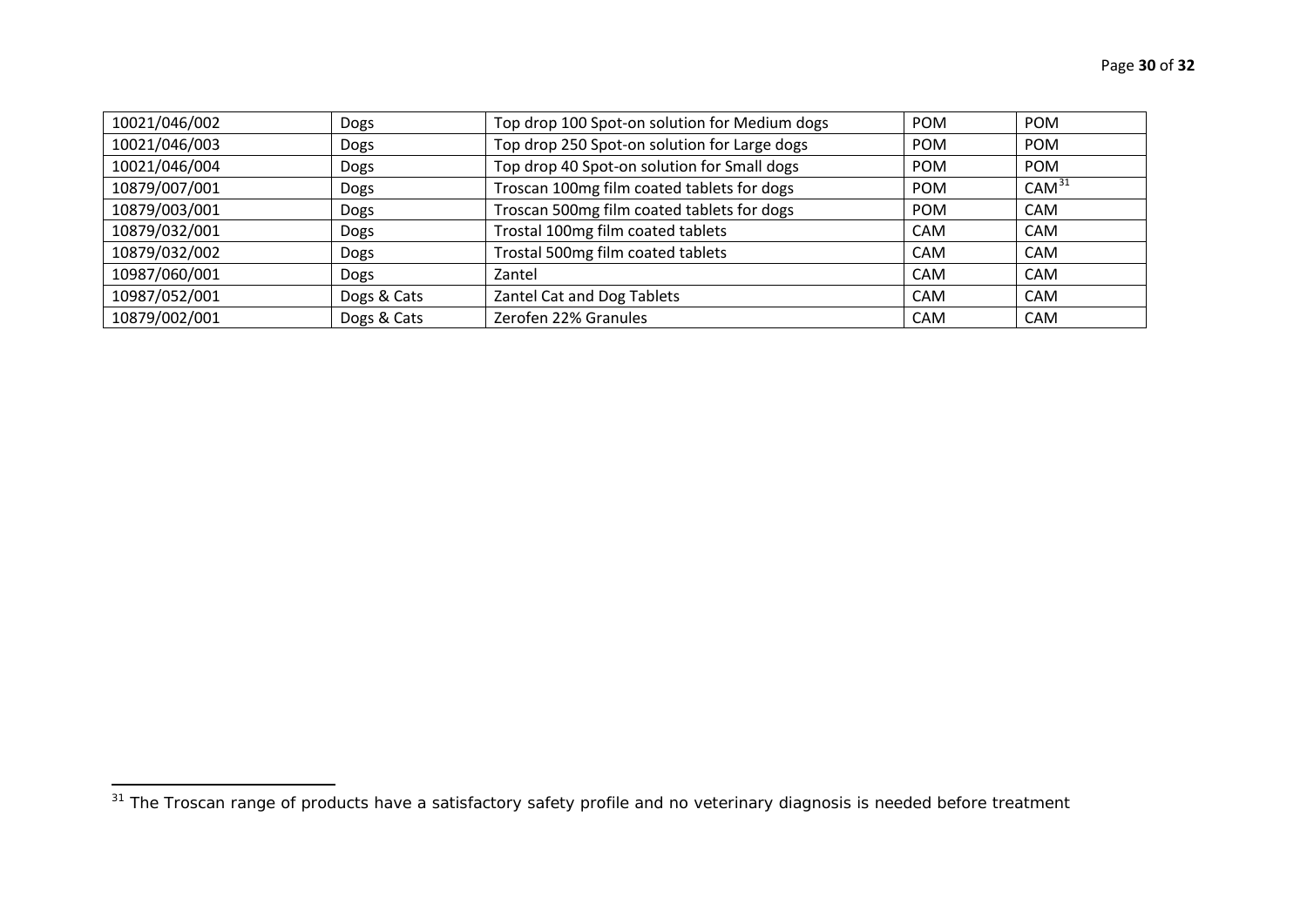| | | | | |
|---|---|---|---|---|
| 10021/046/002 | Dogs | Top drop 100 Spot-on solution for Medium dogs | POM | POM |
| 10021/046/003 | Dogs | Top drop 250 Spot-on solution for Large dogs | POM | POM |
| 10021/046/004 | Dogs | Top drop 40 Spot-on solution for Small dogs | POM | POM |
| 10879/007/001 | Dogs | Troscan 100mg film coated tablets for dogs | POM | CAM[31] |
| 10879/003/001 | Dogs | Troscan 500mg film coated tablets for dogs | POM | CAM |
| 10879/032/001 | Dogs | Trostal 100mg film coated tablets | CAM | CAM |
| 10879/032/002 | Dogs | Trostal 500mg film coated tablets | CAM | CAM |
| 10987/060/001 | Dogs | Zantel | CAM | CAM |
| 10987/052/001 | Dogs & Cats | Zantel Cat and Dog Tablets | CAM | CAM |
| 10879/002/001 | Dogs & Cats | Zerofen 22% Granules | CAM | CAM |

[31] The Troscan range of products have a satisfactory safety profile and no veterinary diagnosis is needed before treatment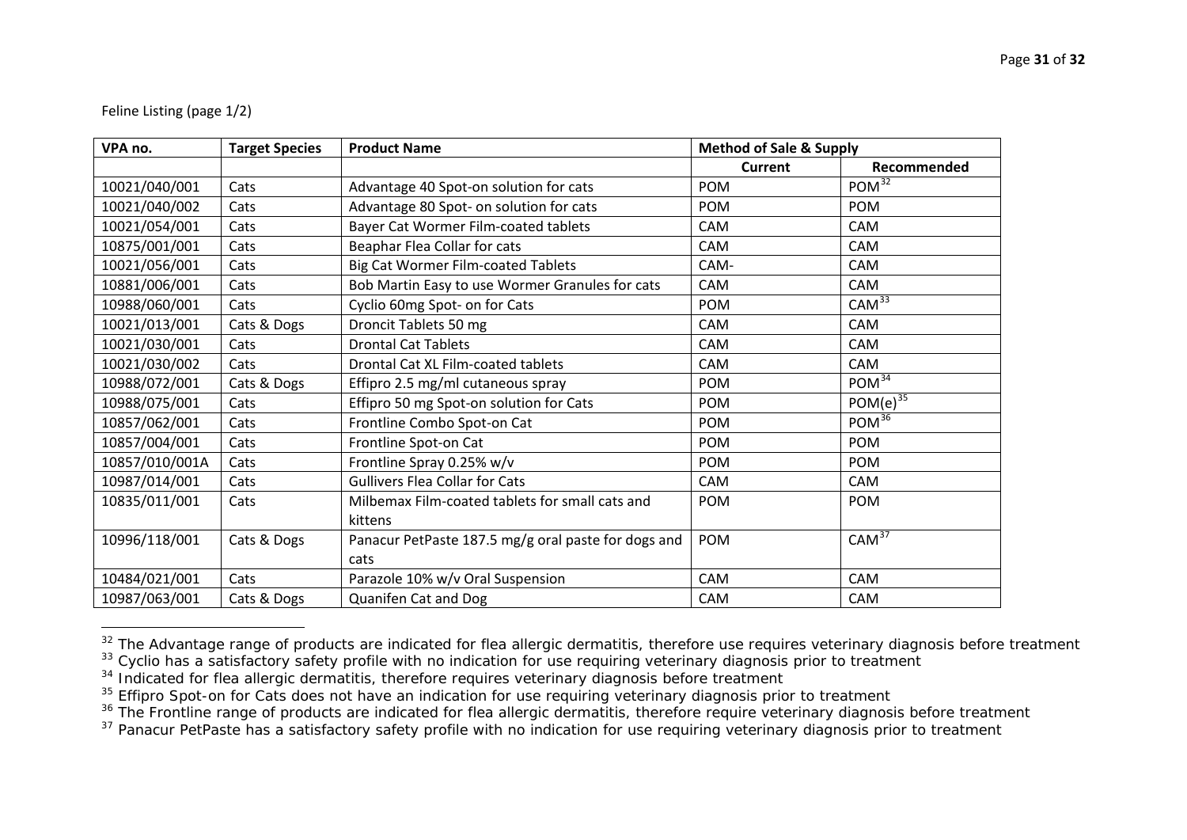Feline Listing (page 1/2)

| VPA no. | Target Species | Product Name | Method of Sale & Supply | |
|---|---|---|---|---|
| | | | Current | Recommended |
| 10021/040/001 | Cats | Advantage 40 Spot-on solution for cats | POM | POM[32] |
| 10021/040/002 | Cats | Advantage 80 Spot- on solution for cats | POM | POM |
| 10021/054/001 | Cats | Bayer Cat Wormer Film-coated tablets | CAM | CAM |
| 10875/001/001 | Cats | Beaphar Flea Collar for cats | CAM | CAM |
| 10021/056/001 | Cats | Big Cat Wormer Film-coated Tablets | CAM- | CAM |
| 10881/006/001 | Cats | Bob Martin Easy to use Wormer Granules for cats | CAM | CAM |
| 10988/060/001 | Cats | Cyclio 60mg Spot- on for Cats | POM | CAM[33] |
| 10021/013/001 | Cats & Dogs | Droncit Tablets 50 mg | CAM | CAM |
| 10021/030/001 | Cats | Drontal Cat Tablets | CAM | CAM |
| 10021/030/002 | Cats | Drontal Cat XL Film-coated tablets | CAM | CAM |
| 10988/072/001 | Cats & Dogs | Effipro 2.5 mg/ml cutaneous spray | POM | POM[34] |
| 10988/075/001 | Cats | Effipro 50 mg Spot-on solution for Cats | POM | POM(e)[35] |
| 10857/062/001 | Cats | Frontline Combo Spot-on Cat | POM | POM[36] |
| 10857/004/001 | Cats | Frontline Spot-on Cat | POM | POM |
| 10857/010/001A | Cats | Frontline Spray 0.25% w/v | POM | POM |
| 10987/014/001 | Cats | Gullivers Flea Collar for Cats | CAM | CAM |
| 10835/011/001 | Cats | Milbemax Film-coated tablets for small cats and kittens | POM | POM |
| 10996/118/001 | Cats & Dogs | Panacur PetPaste 187.5 mg/g oral paste for dogs and cats | POM | CAM[37] |
| 10484/021/001 | Cats | Parazole 10% w/v Oral Suspension | CAM | CAM |
| 10987/063/001 | Cats & Dogs | Quanifen Cat and Dog | CAM | CAM |

[32] The Advantage range of products are indicated for flea allergic dermatitis, therefore use requires veterinary diagnosis before treatment

[33] Cyclio has a satisfactory safety profile with no indication for use requiring veterinary diagnosis prior to treatment

[34] Indicated for flea allergic dermatitis, therefore requires veterinary diagnosis before treatment

[35] Effipro Spot-on for Cats does not have an indication for use requiring veterinary diagnosis prior to treatment

[36] The Frontline range of products are indicated for flea allergic dermatitis, therefore require veterinary diagnosis before treatment

[37] Panacur PetPaste has a satisfactory safety profile with no indication for use requiring veterinary diagnosis prior to treatment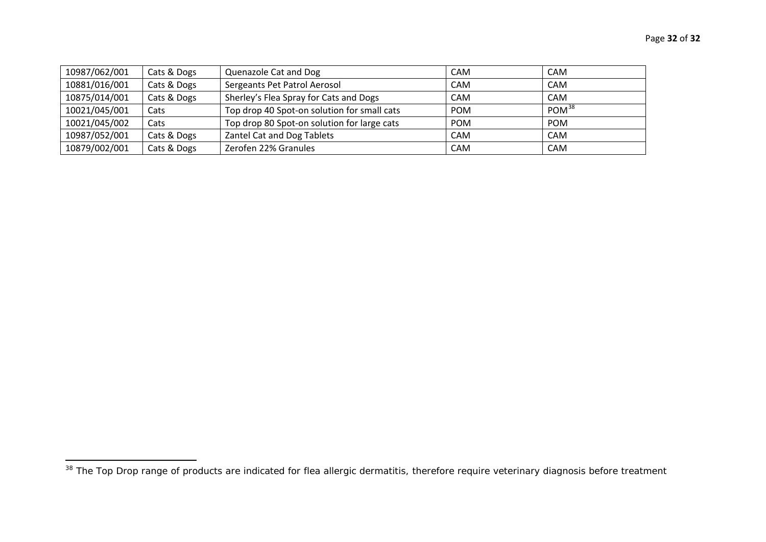| | | | | |
|---|---|---|---|---|
| 10987/062/001 | Cats & Dogs | Quenazole Cat and Dog | CAM | CAM |
| 10881/016/001 | Cats & Dogs | Sergeants Pet Patrol Aerosol | CAM | CAM |
| 10875/014/001 | Cats & Dogs | Sherley's Flea Spray for Cats and Dogs | CAM | CAM |
| 10021/045/001 | Cats | Top drop 40 Spot-on solution for small cats | POM | POM[38] |
| 10021/045/002 | Cats | Top drop 80 Spot-on solution for large cats | POM | POM |
| 10987/052/001 | Cats & Dogs | Zantel Cat and Dog Tablets | CAM | CAM |
| 10879/002/001 | Cats & Dogs | Zerofen 22% Granules | CAM | CAM |

[38] The Top Drop range of products are indicated for flea allergic dermatitis, therefore require veterinary diagnosis before treatment